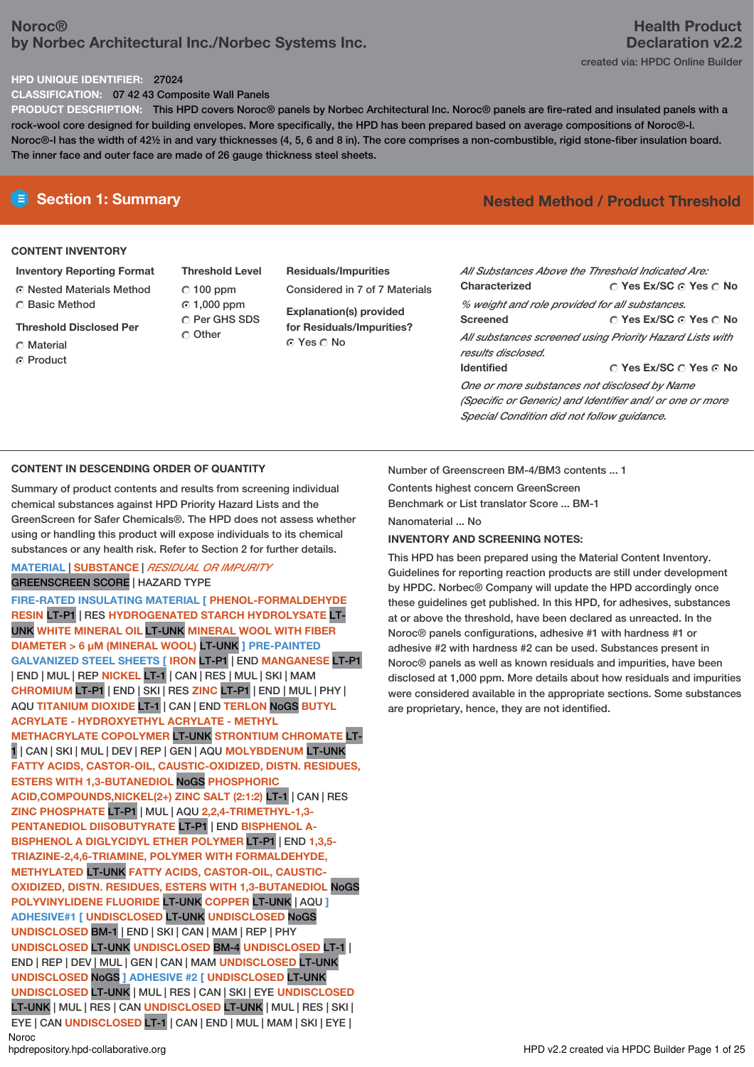# Noroc®
## by Norbec Architectural Inc./Norbec Systems Inc.

**Health Product Declaration v2.2**

created via: HPDC Online Builder

**HPD UNIQUE IDENTIFIER:** 27024

**CLASSIFICATION:** 07 42 43 Composite Wall Panels

**PRODUCT DESCRIPTION:** This HPD covers Noroc® panels by Norbec Architectural Inc. Noroc® panels are fire-rated and insulated panels with a rock-wool core designed for building envelopes. More specifically, the HPD has been prepared based on average compositions of Noroc®-I. Noroc®-I has the width of 42½ in and vary thicknesses (4, 5, 6 and 8 in). The core comprises a non-combustible, rigid stone-fiber insulation board. The inner face and outer face are made of 26 gauge thickness steel sheets.

## Section 1: Summary

**Nested Method / Product Threshold**

### CONTENT INVENTORY

**Inventory Reporting Format**
- ◉ Nested Materials Method
- ○ Basic Method

**Threshold Disclosed Per**
- ○ Material
- ◉ Product

**Threshold Level**
- ○ 100 ppm
- ◉ 1,000 ppm
- ○ Per GHS SDS
- ○ Other

**Residuals/Impurities**
Considered in 7 of 7 Materials

**Explanation(s) provided for Residuals/Impurities?**
◉ Yes ○ No

*All Substances Above the Threshold Indicated Are:*

**Characterized** ○ Yes Ex/SC ◉ Yes ○ No
*% weight and role provided for all substances.*

**Screened** ○ Yes Ex/SC ◉ Yes ○ No
*All substances screened using Priority Hazard Lists with results disclosed.*

**Identified** ○ Yes Ex/SC ○ Yes ◉ No
*One or more substances not disclosed by Name (Specific or Generic) and Identifier and/ or one or more Special Condition did not follow guidance.*

### CONTENT IN DESCENDING ORDER OF QUANTITY

Summary of product contents and results from screening individual chemical substances against HPD Priority Hazard Lists and the GreenScreen for Safer Chemicals®. The HPD does not assess whether using or handling this product will expose individuals to its chemical substances or any health risk. Refer to Section 2 for further details.

MATERIAL | SUBSTANCE | *RESIDUAL OR IMPURITY*
GREENSCREEN SCORE | HAZARD TYPE

FIRE-RATED INSULATING MATERIAL [ PHENOL-FORMALDEHYDE RESIN LT-P1 | RES HYDROGENATED STARCH HYDROLYSATE LT-UNK WHITE MINERAL OIL LT-UNK MINERAL WOOL WITH FIBER DIAMETER > 6 µM (MINERAL WOOL) LT-UNK ] PRE-PAINTED GALVANIZED STEEL SHEETS [ IRON LT-P1 | END MANGANESE LT-P1 | END | MUL | REP NICKEL LT-1 | CAN | RES | MUL | SKI | MAM CHROMIUM LT-P1 | END | SKI | RES ZINC LT-P1 | END | MUL | PHY | AQU TITANIUM DIOXIDE LT-1 | CAN | END TERLON NoGS BUTYL ACRYLATE - HYDROXYETHYL ACRYLATE - METHYL METHACRYLATE COPOLYMER LT-UNK STRONTIUM CHROMATE LT-1 | CAN | SKI | MUL | DEV | REP | GEN | AQU MOLYBDENUM LT-UNK FATTY ACIDS, CASTOR-OIL, CAUSTIC-OXIDIZED, DISTN. RESIDUES, ESTERS WITH 1,3-BUTANEDIOL NoGS PHOSPHORIC ACID,COMPOUNDS,NICKEL(2+) ZINC SALT (2:1:2) LT-1 | CAN | RES ZINC PHOSPHATE LT-P1 | MUL | AQU 2,2,4-TRIMETHYL-1,3-PENTANEDIOL DIISOBUTYRATE LT-P1 | END BISPHENOL A-BISPHENOL A DIGLYCIDYL ETHER POLYMER LT-P1 | END 1,3,5-TRIAZINE-2,4,6-TRIAMINE, POLYMER WITH FORMALDEHYDE, METHYLATED LT-UNK FATTY ACIDS, CASTOR-OIL, CAUSTIC-OXIDIZED, DISTN. RESIDUES, ESTERS WITH 1,3-BUTANEDIOL NoGS POLYVINYLIDENE FLUORIDE LT-UNK COPPER LT-UNK | AQU ] ADHESIVE#1 [ UNDISCLOSED LT-UNK UNDISCLOSED NoGS UNDISCLOSED BM-1 | END | SKI | CAN | MAM | REP | PHY UNDISCLOSED LT-UNK UNDISCLOSED BM-4 UNDISCLOSED LT-1 | END | REP | DEV | MUL | GEN | CAN | MAM UNDISCLOSED LT-UNK UNDISCLOSED NoGS ] ADHESIVE #2 [ UNDISCLOSED LT-UNK UNDISCLOSED LT-UNK | MUL | RES | CAN | SKI | EYE UNDISCLOSED LT-UNK | MUL | RES | CAN UNDISCLOSED LT-UNK | MUL | RES | SKI | EYE | CAN UNDISCLOSED LT-1 | CAN | END | MUL | MAM | SKI | EYE |

Number of Greenscreen BM-4/BM3 contents ... 1

Contents highest concern GreenScreen Benchmark or List translator Score ... BM-1

Nanomaterial ... No

**INVENTORY AND SCREENING NOTES:**

This HPD has been prepared using the Material Content Inventory. Guidelines for reporting reaction products are still under development by HPDC. Norbec® Company will update the HPD accordingly once these guidelines get published. In this HPD, for adhesives, substances at or above the threshold, have been declared as unreacted. In the Noroc® panels configurations, adhesive #1 with hardness #1 or adhesive #2 with hardness #2 can be used. Substances present in Noroc® panels as well as known residuals and impurities, have been disclosed at 1,000 ppm. More details about how residuals and impurities were considered available in the appropriate sections. Some substances are proprietary, hence, they are not identified.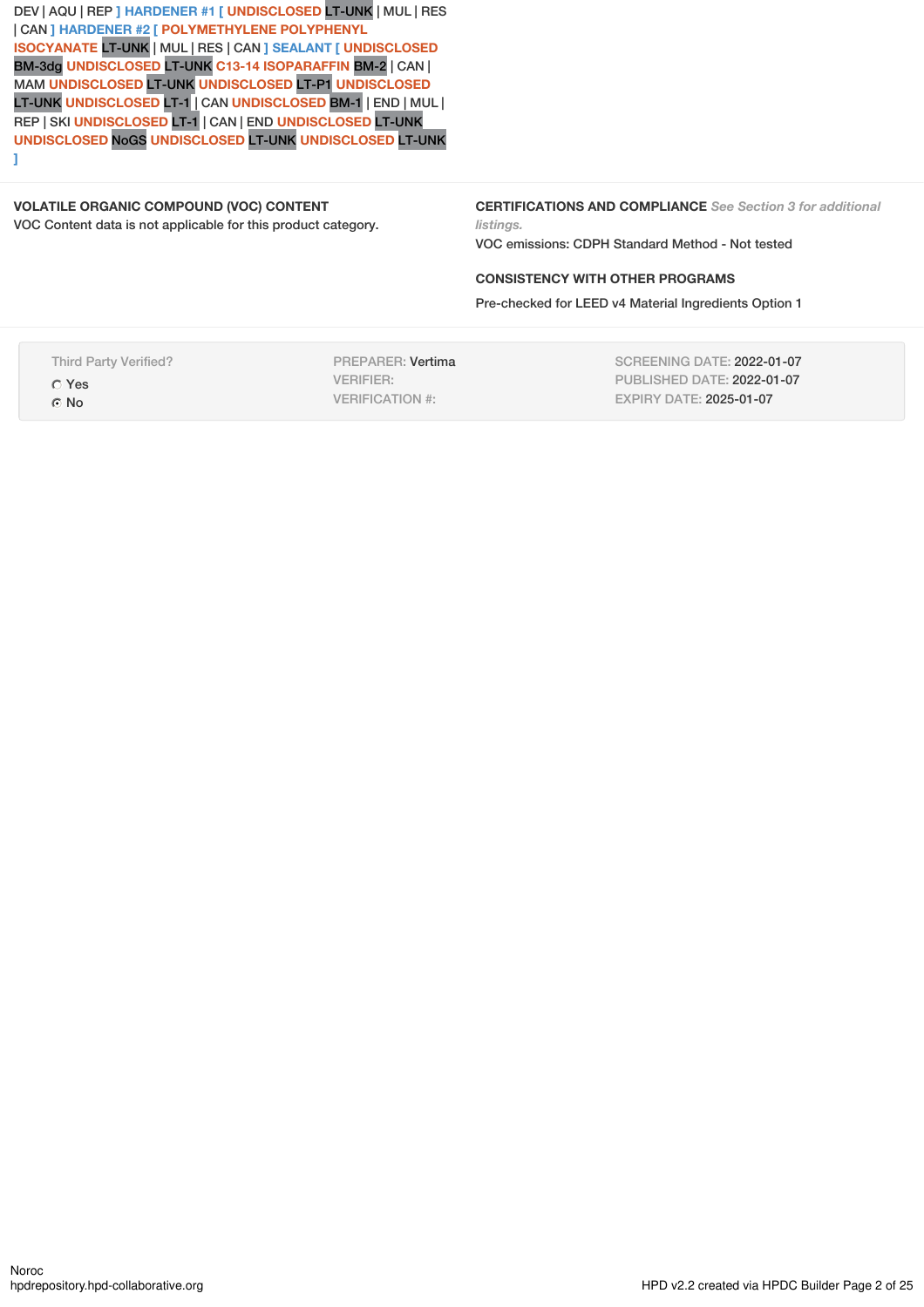DEV | AQU | REP ] HARDENER #1 [ UNDISCLOSED LT-UNK | MUL | RES | CAN ] HARDENER #2 [ POLYMETHYLENE POLYPHENYL ISOCYANATE LT-UNK | MUL | RES | CAN ] SEALANT [ UNDISCLOSED BM-3dg UNDISCLOSED LT-UNK C13-14 ISOPARAFFIN BM-2 | CAN | MAM UNDISCLOSED LT-UNK UNDISCLOSED LT-P1 UNDISCLOSED LT-UNK UNDISCLOSED LT-1 | CAN UNDISCLOSED BM-1 | END | MUL | REP | SKI UNDISCLOSED LT-1 | CAN | END UNDISCLOSED LT-UNK UNDISCLOSED NoGS UNDISCLOSED LT-UNK UNDISCLOSED LT-UNK ]

**VOLATILE ORGANIC COMPOUND (VOC) CONTENT**

VOC Content data is not applicable for this product category.

**CERTIFICATIONS AND COMPLIANCE** *See Section 3 for additional listings.*

VOC emissions: CDPH Standard Method - Not tested

**CONSISTENCY WITH OTHER PROGRAMS**

Pre-checked for LEED v4 Material Ingredients Option 1

| Third Party Verified? | PREPARER: Vertima | SCREENING DATE: 2022-01-07 |
|---|---|---|
| ○ Yes | VERIFIER: | PUBLISHED DATE: 2022-01-07 |
| ◉ No | VERIFICATION #: | EXPIRY DATE: 2025-01-07 |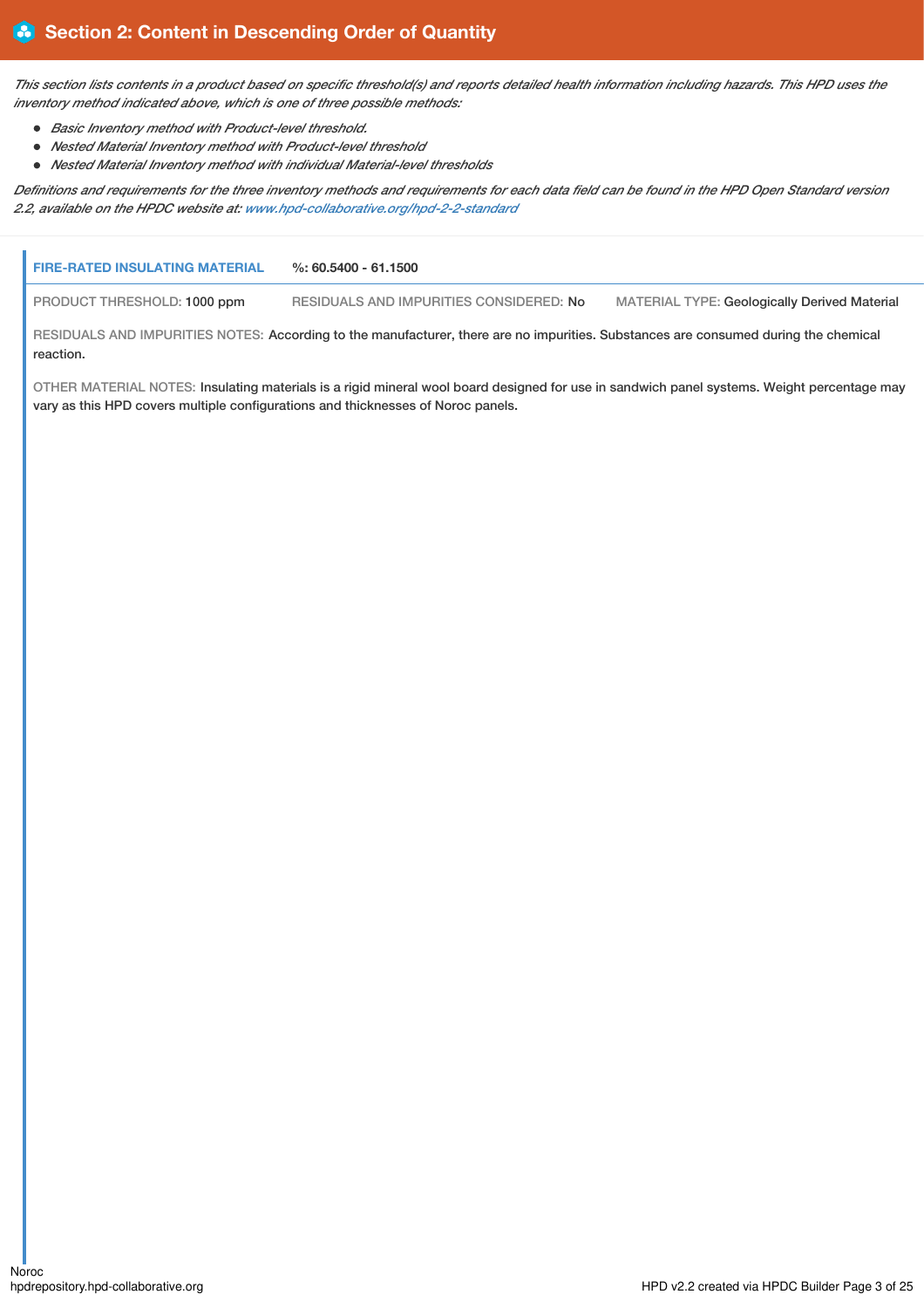## Section 2: Content in Descending Order of Quantity

*This section lists contents in a product based on specific threshold(s) and reports detailed health information including hazards. This HPD uses the inventory method indicated above, which is one of three possible methods:*

- *Basic Inventory method with Product-level threshold.*
- *Nested Material Inventory method with Product-level threshold*
- *Nested Material Inventory method with individual Material-level thresholds*

*Definitions and requirements for the three inventory methods and requirements for each data field can be found in the HPD Open Standard version 2.2, available on the HPDC website at: www.hpd-collaborative.org/hpd-2-2-standard*

**FIRE-RATED INSULATING MATERIAL** **%: 60.5400 - 61.1500**

PRODUCT THRESHOLD: 1000 ppm RESIDUALS AND IMPURITIES CONSIDERED: No MATERIAL TYPE: Geologically Derived Material

RESIDUALS AND IMPURITIES NOTES: According to the manufacturer, there are no impurities. Substances are consumed during the chemical reaction.

OTHER MATERIAL NOTES: Insulating materials is a rigid mineral wool board designed for use in sandwich panel systems. Weight percentage may vary as this HPD covers multiple configurations and thicknesses of Noroc panels.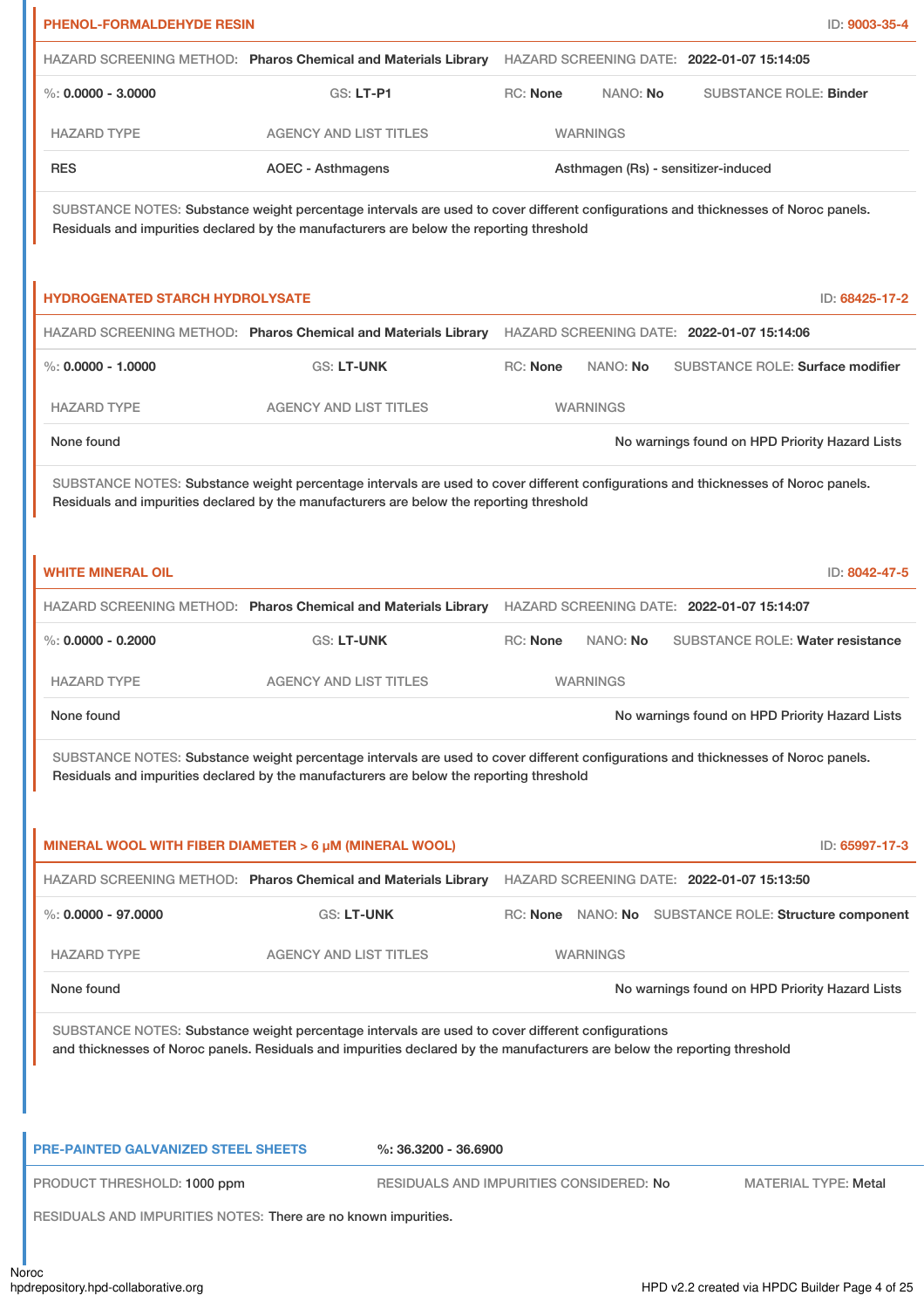### PHENOL-FORMALDEHYDE RESIN

ID: 9003-35-4

HAZARD SCREENING METHOD: **Pharos Chemical and Materials Library** HAZARD SCREENING DATE: **2022-01-07 15:14:05**

%: **0.0000 - 3.0000** GS: **LT-P1** RC: **None** NANO: **No** SUBSTANCE ROLE: **Binder**

| HAZARD TYPE | AGENCY AND LIST TITLES | WARNINGS |
| --- | --- | --- |
| RES | AOEC - Asthmagens | Asthmagen (Rs) - sensitizer-induced |

SUBSTANCE NOTES: Substance weight percentage intervals are used to cover different configurations and thicknesses of Noroc panels. Residuals and impurities declared by the manufacturers are below the reporting threshold

### HYDROGENATED STARCH HYDROLYSATE

ID: 68425-17-2

HAZARD SCREENING METHOD: **Pharos Chemical and Materials Library** HAZARD SCREENING DATE: **2022-01-07 15:14:06**

%: **0.0000 - 1.0000** GS: **LT-UNK** RC: **None** NANO: **No** SUBSTANCE ROLE: **Surface modifier**

| HAZARD TYPE | AGENCY AND LIST TITLES | WARNINGS |
| --- | --- | --- |
| None found | | No warnings found on HPD Priority Hazard Lists |

SUBSTANCE NOTES: Substance weight percentage intervals are used to cover different configurations and thicknesses of Noroc panels. Residuals and impurities declared by the manufacturers are below the reporting threshold

### WHITE MINERAL OIL

ID: 8042-47-5

HAZARD SCREENING METHOD: **Pharos Chemical and Materials Library** HAZARD SCREENING DATE: **2022-01-07 15:14:07**

%: **0.0000 - 0.2000** GS: **LT-UNK** RC: **None** NANO: **No** SUBSTANCE ROLE: **Water resistance**

| HAZARD TYPE | AGENCY AND LIST TITLES | WARNINGS |
| --- | --- | --- |
| None found | | No warnings found on HPD Priority Hazard Lists |

SUBSTANCE NOTES: Substance weight percentage intervals are used to cover different configurations and thicknesses of Noroc panels. Residuals and impurities declared by the manufacturers are below the reporting threshold

### MINERAL WOOL WITH FIBER DIAMETER > 6 µM (MINERAL WOOL)

ID: 65997-17-3

HAZARD SCREENING METHOD: **Pharos Chemical and Materials Library** HAZARD SCREENING DATE: **2022-01-07 15:13:50**

%: **0.0000 - 97.0000** GS: **LT-UNK** RC: **None** NANO: **No** SUBSTANCE ROLE: **Structure component**

| HAZARD TYPE | AGENCY AND LIST TITLES | WARNINGS |
| --- | --- | --- |
| None found | | No warnings found on HPD Priority Hazard Lists |

SUBSTANCE NOTES: Substance weight percentage intervals are used to cover different configurations and thicknesses of Noroc panels. Residuals and impurities declared by the manufacturers are below the reporting threshold

## PRE-PAINTED GALVANIZED STEEL SHEETS

%: **36.3200 - 36.6900**

PRODUCT THRESHOLD: **1000 ppm** RESIDUALS AND IMPURITIES CONSIDERED: **No** MATERIAL TYPE: **Metal**

RESIDUALS AND IMPURITIES NOTES: There are no known impurities.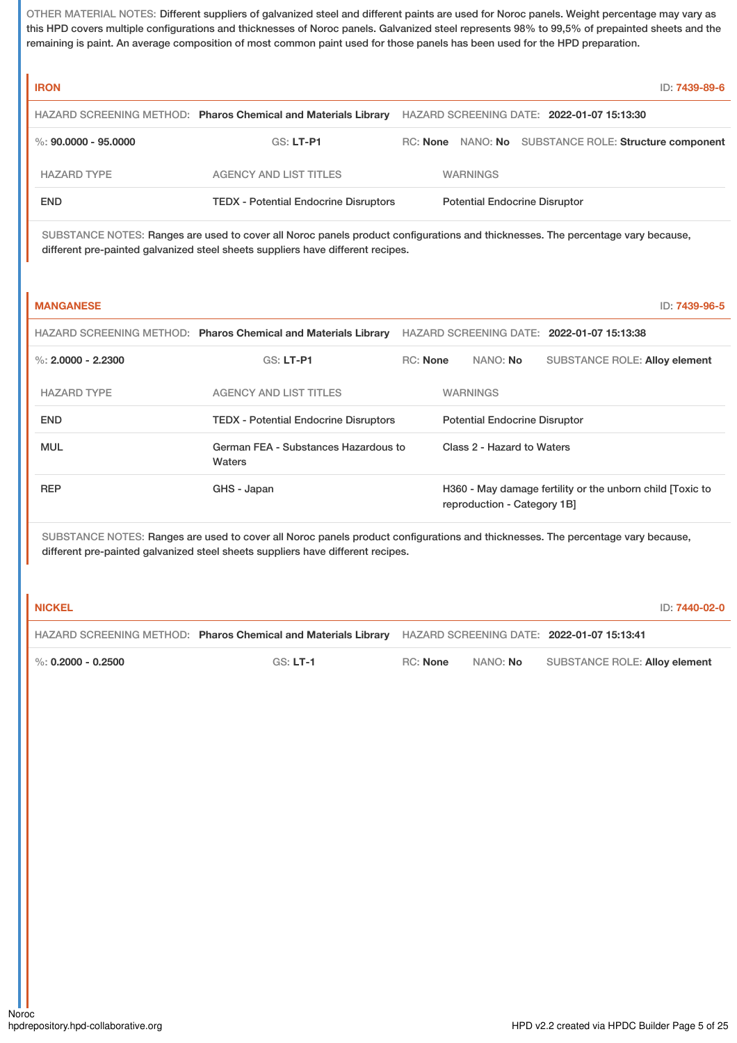OTHER MATERIAL NOTES: Different suppliers of galvanized steel and different paints are used for Noroc panels. Weight percentage may vary as this HPD covers multiple configurations and thicknesses of Noroc panels. Galvanized steel represents 98% to 99,5% of prepainted sheets and the remaining is paint. An average composition of most common paint used for those panels has been used for the HPD preparation.

### IRON

ID: 7439-89-6

HAZARD SCREENING METHOD: **Pharos Chemical and Materials Library** HAZARD SCREENING DATE: **2022-01-07 15:13:30**

%: **90.0000 - 95.0000** GS: **LT-P1** RC: **None** NANO: **No** SUBSTANCE ROLE: **Structure component**

| HAZARD TYPE | AGENCY AND LIST TITLES | WARNINGS |
|---|---|---|
| END | TEDX - Potential Endocrine Disruptors | Potential Endocrine Disruptor |

SUBSTANCE NOTES: Ranges are used to cover all Noroc panels product configurations and thicknesses. The percentage vary because, different pre-painted galvanized steel sheets suppliers have different recipes.

### MANGANESE

ID: 7439-96-5

HAZARD SCREENING METHOD: **Pharos Chemical and Materials Library** HAZARD SCREENING DATE: **2022-01-07 15:13:38**

%: **2.0000 - 2.2300** GS: **LT-P1** RC: **None** NANO: **No** SUBSTANCE ROLE: **Alloy element**

| HAZARD TYPE | AGENCY AND LIST TITLES | WARNINGS |
|---|---|---|
| END | TEDX - Potential Endocrine Disruptors | Potential Endocrine Disruptor |
| MUL | German FEA - Substances Hazardous to Waters | Class 2 - Hazard to Waters |
| REP | GHS - Japan | H360 - May damage fertility or the unborn child [Toxic to reproduction - Category 1B] |

SUBSTANCE NOTES: Ranges are used to cover all Noroc panels product configurations and thicknesses. The percentage vary because, different pre-painted galvanized steel sheets suppliers have different recipes.

### NICKEL

ID: 7440-02-0

HAZARD SCREENING METHOD: **Pharos Chemical and Materials Library** HAZARD SCREENING DATE: **2022-01-07 15:13:41**

%: **0.2000 - 0.2500** GS: **LT-1** RC: **None** NANO: **No** SUBSTANCE ROLE: **Alloy element**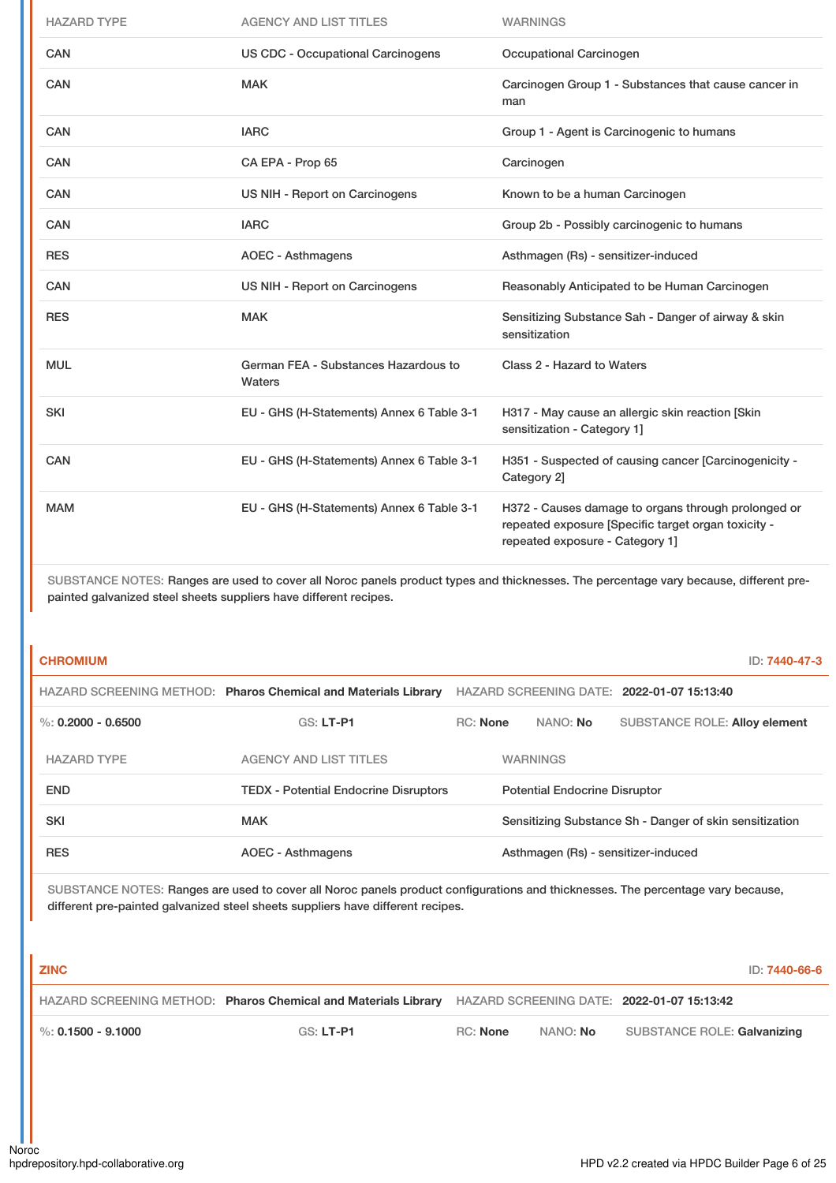| HAZARD TYPE | AGENCY AND LIST TITLES | WARNINGS |
|---|---|---|
| CAN | US CDC - Occupational Carcinogens | Occupational Carcinogen |
| CAN | MAK | Carcinogen Group 1 - Substances that cause cancer in man |
| CAN | IARC | Group 1 - Agent is Carcinogenic to humans |
| CAN | CA EPA - Prop 65 | Carcinogen |
| CAN | US NIH - Report on Carcinogens | Known to be a human Carcinogen |
| CAN | IARC | Group 2b - Possibly carcinogenic to humans |
| RES | AOEC - Asthmagens | Asthmagen (Rs) - sensitizer-induced |
| CAN | US NIH - Report on Carcinogens | Reasonably Anticipated to be Human Carcinogen |
| RES | MAK | Sensitizing Substance Sah - Danger of airway & skin sensitization |
| MUL | German FEA - Substances Hazardous to Waters | Class 2 - Hazard to Waters |
| SKI | EU - GHS (H-Statements) Annex 6 Table 3-1 | H317 - May cause an allergic skin reaction [Skin sensitization - Category 1] |
| CAN | EU - GHS (H-Statements) Annex 6 Table 3-1 | H351 - Suspected of causing cancer [Carcinogenicity - Category 2] |
| MAM | EU - GHS (H-Statements) Annex 6 Table 3-1 | H372 - Causes damage to organs through prolonged or repeated exposure [Specific target organ toxicity - repeated exposure - Category 1] |

SUBSTANCE NOTES: Ranges are used to cover all Noroc panels product types and thicknesses. The percentage vary because, different pre-painted galvanized steel sheets suppliers have different recipes.

**CHROMIUM** ID: 7440-47-3

HAZARD SCREENING METHOD: **Pharos Chemical and Materials Library** HAZARD SCREENING DATE: **2022-01-07 15:13:40**

%: **0.2000 - 0.6500** GS: **LT-P1** RC: **None** NANO: **No** SUBSTANCE ROLE: **Alloy element**

| HAZARD TYPE | AGENCY AND LIST TITLES | WARNINGS |
|---|---|---|
| END | TEDX - Potential Endocrine Disruptors | Potential Endocrine Disruptor |
| SKI | MAK | Sensitizing Substance Sh - Danger of skin sensitization |
| RES | AOEC - Asthmagens | Asthmagen (Rs) - sensitizer-induced |

SUBSTANCE NOTES: Ranges are used to cover all Noroc panels product configurations and thicknesses. The percentage vary because, different pre-painted galvanized steel sheets suppliers have different recipes.

**ZINC** ID: 7440-66-6

HAZARD SCREENING METHOD: **Pharos Chemical and Materials Library** HAZARD SCREENING DATE: **2022-01-07 15:13:42**

%: **0.1500 - 9.1000** GS: **LT-P1** RC: **None** NANO: **No** SUBSTANCE ROLE: **Galvanizing**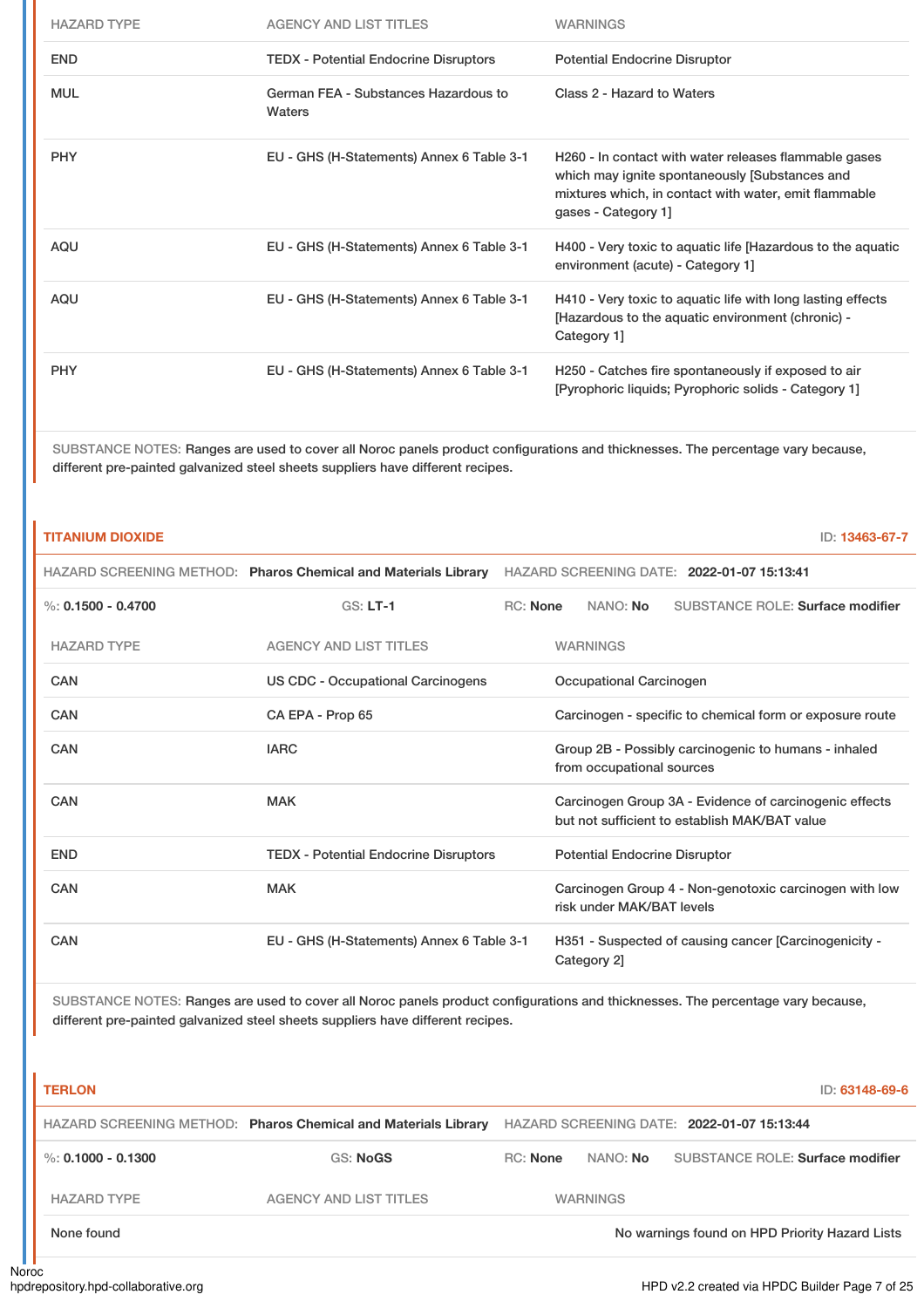| HAZARD TYPE | AGENCY AND LIST TITLES | WARNINGS |
|---|---|---|
| END | TEDX - Potential Endocrine Disruptors | Potential Endocrine Disruptor |
| MUL | German FEA - Substances Hazardous to Waters | Class 2 - Hazard to Waters |
| PHY | EU - GHS (H-Statements) Annex 6 Table 3-1 | H260 - In contact with water releases flammable gases which may ignite spontaneously [Substances and mixtures which, in contact with water, emit flammable gases - Category 1] |
| AQU | EU - GHS (H-Statements) Annex 6 Table 3-1 | H400 - Very toxic to aquatic life [Hazardous to the aquatic environment (acute) - Category 1] |
| AQU | EU - GHS (H-Statements) Annex 6 Table 3-1 | H410 - Very toxic to aquatic life with long lasting effects [Hazardous to the aquatic environment (chronic) - Category 1] |
| PHY | EU - GHS (H-Statements) Annex 6 Table 3-1 | H250 - Catches fire spontaneously if exposed to air [Pyrophoric liquids; Pyrophoric solids - Category 1] |

SUBSTANCE NOTES: Ranges are used to cover all Noroc panels product configurations and thicknesses. The percentage vary because, different pre-painted galvanized steel sheets suppliers have different recipes.

## TITANIUM DIOXIDE

ID: 13463-67-7

HAZARD SCREENING METHOD: **Pharos Chemical and Materials Library** HAZARD SCREENING DATE: **2022-01-07 15:13:41**

%: **0.1500 - 0.4700** GS: **LT-1** RC: **None** NANO: **No** SUBSTANCE ROLE: **Surface modifier**

| HAZARD TYPE | AGENCY AND LIST TITLES | WARNINGS |
|---|---|---|
| CAN | US CDC - Occupational Carcinogens | Occupational Carcinogen |
| CAN | CA EPA - Prop 65 | Carcinogen - specific to chemical form or exposure route |
| CAN | IARC | Group 2B - Possibly carcinogenic to humans - inhaled from occupational sources |
| CAN | MAK | Carcinogen Group 3A - Evidence of carcinogenic effects but not sufficient to establish MAK/BAT value |
| END | TEDX - Potential Endocrine Disruptors | Potential Endocrine Disruptor |
| CAN | MAK | Carcinogen Group 4 - Non-genotoxic carcinogen with low risk under MAK/BAT levels |
| CAN | EU - GHS (H-Statements) Annex 6 Table 3-1 | H351 - Suspected of causing cancer [Carcinogenicity - Category 2] |

SUBSTANCE NOTES: Ranges are used to cover all Noroc panels product configurations and thicknesses. The percentage vary because, different pre-painted galvanized steel sheets suppliers have different recipes.

## TERLON

ID: 63148-69-6

HAZARD SCREENING METHOD: **Pharos Chemical and Materials Library** HAZARD SCREENING DATE: **2022-01-07 15:13:44**

%: **0.1000 - 0.1300** GS: **NoGS** RC: **None** NANO: **No** SUBSTANCE ROLE: **Surface modifier**

| HAZARD TYPE | AGENCY AND LIST TITLES | WARNINGS |
|---|---|---|
| None found | | No warnings found on HPD Priority Hazard Lists |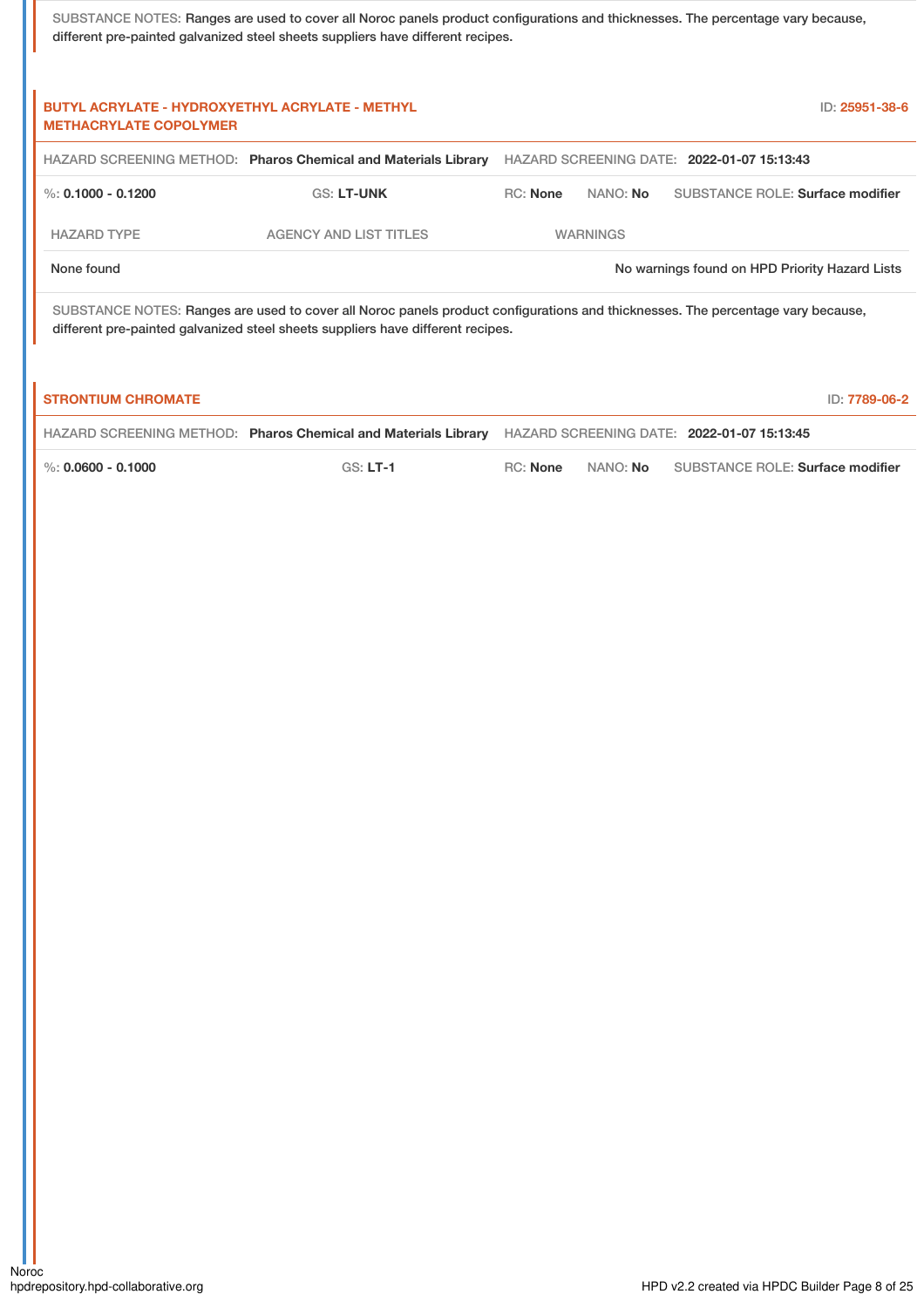SUBSTANCE NOTES: Ranges are used to cover all Noroc panels product configurations and thicknesses. The percentage vary because, different pre-painted galvanized steel sheets suppliers have different recipes.

### BUTYL ACRYLATE - HYDROXYETHYL ACRYLATE - METHYL METHACRYLATE COPOLYMER

ID: 25951-38-6

HAZARD SCREENING METHOD: **Pharos Chemical and Materials Library** HAZARD SCREENING DATE: **2022-01-07 15:13:43**

%: **0.1000 - 0.1200** GS: **LT-UNK** RC: **None** NANO: **No** SUBSTANCE ROLE: **Surface modifier**

| HAZARD TYPE | AGENCY AND LIST TITLES | WARNINGS |
|---|---|---|
| None found | | No warnings found on HPD Priority Hazard Lists |

SUBSTANCE NOTES: Ranges are used to cover all Noroc panels product configurations and thicknesses. The percentage vary because, different pre-painted galvanized steel sheets suppliers have different recipes.

### STRONTIUM CHROMATE

ID: 7789-06-2

HAZARD SCREENING METHOD: **Pharos Chemical and Materials Library** HAZARD SCREENING DATE: **2022-01-07 15:13:45**

%: **0.0600 - 0.1000** GS: **LT-1** RC: **None** NANO: **No** SUBSTANCE ROLE: **Surface modifier**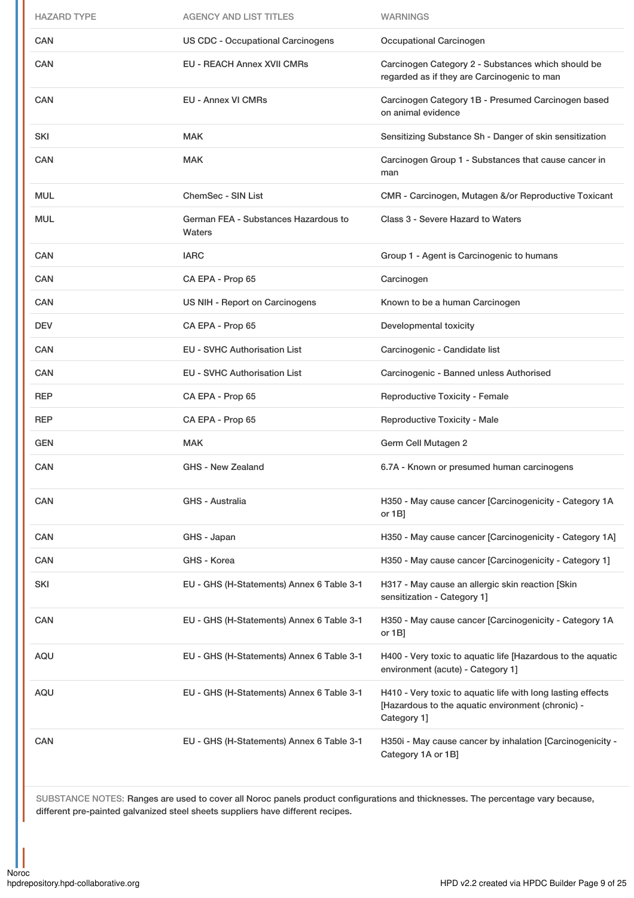| HAZARD TYPE | AGENCY AND LIST TITLES | WARNINGS |
|---|---|---|
| CAN | US CDC - Occupational Carcinogens | Occupational Carcinogen |
| CAN | EU - REACH Annex XVII CMRs | Carcinogen Category 2 - Substances which should be regarded as if they are Carcinogenic to man |
| CAN | EU - Annex VI CMRs | Carcinogen Category 1B - Presumed Carcinogen based on animal evidence |
| SKI | MAK | Sensitizing Substance Sh - Danger of skin sensitization |
| CAN | MAK | Carcinogen Group 1 - Substances that cause cancer in man |
| MUL | ChemSec - SIN List | CMR - Carcinogen, Mutagen &/or Reproductive Toxicant |
| MUL | German FEA - Substances Hazardous to Waters | Class 3 - Severe Hazard to Waters |
| CAN | IARC | Group 1 - Agent is Carcinogenic to humans |
| CAN | CA EPA - Prop 65 | Carcinogen |
| CAN | US NIH - Report on Carcinogens | Known to be a human Carcinogen |
| DEV | CA EPA - Prop 65 | Developmental toxicity |
| CAN | EU - SVHC Authorisation List | Carcinogenic - Candidate list |
| CAN | EU - SVHC Authorisation List | Carcinogenic - Banned unless Authorised |
| REP | CA EPA - Prop 65 | Reproductive Toxicity - Female |
| REP | CA EPA - Prop 65 | Reproductive Toxicity - Male |
| GEN | MAK | Germ Cell Mutagen 2 |
| CAN | GHS - New Zealand | 6.7A - Known or presumed human carcinogens |
| CAN | GHS - Australia | H350 - May cause cancer [Carcinogenicity - Category 1A or 1B] |
| CAN | GHS - Japan | H350 - May cause cancer [Carcinogenicity - Category 1A] |
| CAN | GHS - Korea | H350 - May cause cancer [Carcinogenicity - Category 1] |
| SKI | EU - GHS (H-Statements) Annex 6 Table 3-1 | H317 - May cause an allergic skin reaction [Skin sensitization - Category 1] |
| CAN | EU - GHS (H-Statements) Annex 6 Table 3-1 | H350 - May cause cancer [Carcinogenicity - Category 1A or 1B] |
| AQU | EU - GHS (H-Statements) Annex 6 Table 3-1 | H400 - Very toxic to aquatic life [Hazardous to the aquatic environment (acute) - Category 1] |
| AQU | EU - GHS (H-Statements) Annex 6 Table 3-1 | H410 - Very toxic to aquatic life with long lasting effects [Hazardous to the aquatic environment (chronic) - Category 1] |
| CAN | EU - GHS (H-Statements) Annex 6 Table 3-1 | H350i - May cause cancer by inhalation [Carcinogenicity - Category 1A or 1B] |

SUBSTANCE NOTES: Ranges are used to cover all Noroc panels product configurations and thicknesses. The percentage vary because, different pre-painted galvanized steel sheets suppliers have different recipes.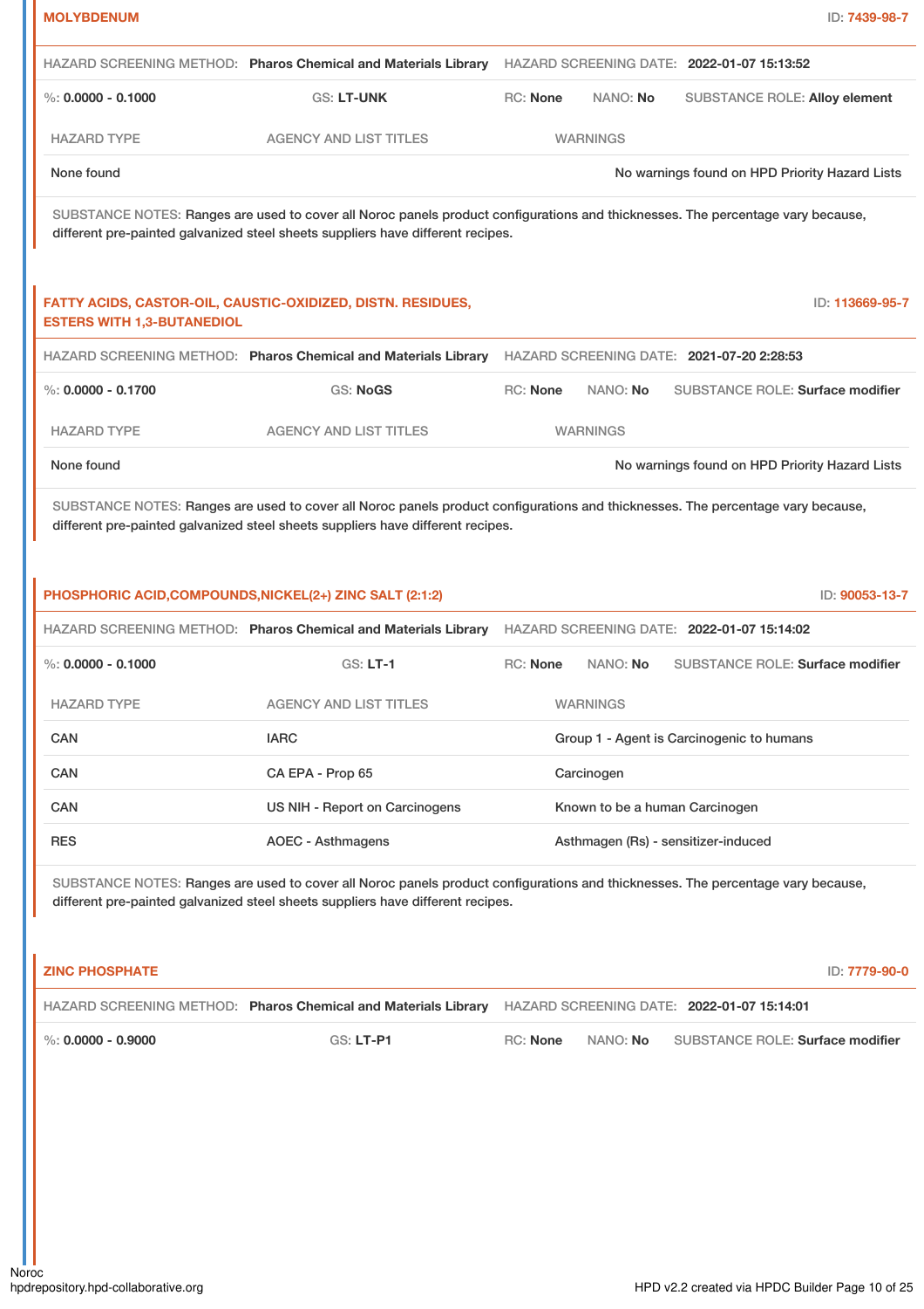**MOLYBDENUM** ID: 7439-98-7

HAZARD SCREENING METHOD: **Pharos Chemical and Materials Library** HAZARD SCREENING DATE: **2022-01-07 15:13:52**

%: **0.0000 - 0.1000** GS: **LT-UNK** RC: **None** NANO: **No** SUBSTANCE ROLE: **Alloy element**

| HAZARD TYPE | AGENCY AND LIST TITLES | WARNINGS |
|---|---|---|
| None found | | No warnings found on HPD Priority Hazard Lists |

SUBSTANCE NOTES: Ranges are used to cover all Noroc panels product configurations and thicknesses. The percentage vary because, different pre-painted galvanized steel sheets suppliers have different recipes.

**FATTY ACIDS, CASTOR-OIL, CAUSTIC-OXIDIZED, DISTN. RESIDUES, ESTERS WITH 1,3-BUTANEDIOL** ID: 113669-95-7

HAZARD SCREENING METHOD: **Pharos Chemical and Materials Library** HAZARD SCREENING DATE: **2021-07-20 2:28:53**

%: **0.0000 - 0.1700** GS: **NoGS** RC: **None** NANO: **No** SUBSTANCE ROLE: **Surface modifier**

| HAZARD TYPE | AGENCY AND LIST TITLES | WARNINGS |
|---|---|---|
| None found | | No warnings found on HPD Priority Hazard Lists |

SUBSTANCE NOTES: Ranges are used to cover all Noroc panels product configurations and thicknesses. The percentage vary because, different pre-painted galvanized steel sheets suppliers have different recipes.

**PHOSPHORIC ACID,COMPOUNDS,NICKEL(2+) ZINC SALT (2:1:2)** ID: 90053-13-7

HAZARD SCREENING METHOD: **Pharos Chemical and Materials Library** HAZARD SCREENING DATE: **2022-01-07 15:14:02**

%: **0.0000 - 0.1000** GS: **LT-1** RC: **None** NANO: **No** SUBSTANCE ROLE: **Surface modifier**

| HAZARD TYPE | AGENCY AND LIST TITLES | WARNINGS |
|---|---|---|
| CAN | IARC | Group 1 - Agent is Carcinogenic to humans |
| CAN | CA EPA - Prop 65 | Carcinogen |
| CAN | US NIH - Report on Carcinogens | Known to be a human Carcinogen |
| RES | AOEC - Asthmagens | Asthmagen (Rs) - sensitizer-induced |

SUBSTANCE NOTES: Ranges are used to cover all Noroc panels product configurations and thicknesses. The percentage vary because, different pre-painted galvanized steel sheets suppliers have different recipes.

**ZINC PHOSPHATE** ID: 7779-90-0

HAZARD SCREENING METHOD: **Pharos Chemical and Materials Library** HAZARD SCREENING DATE: **2022-01-07 15:14:01**

%: **0.0000 - 0.9000** GS: **LT-P1** RC: **None** NANO: **No** SUBSTANCE ROLE: **Surface modifier**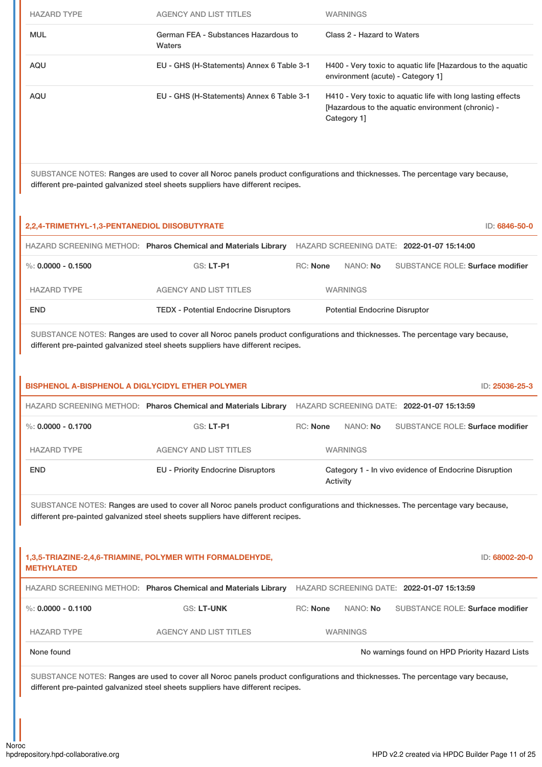| HAZARD TYPE | AGENCY AND LIST TITLES | WARNINGS |
|---|---|---|
| MUL | German FEA - Substances Hazardous to Waters | Class 2 - Hazard to Waters |
| AQU | EU - GHS (H-Statements) Annex 6 Table 3-1 | H400 - Very toxic to aquatic life [Hazardous to the aquatic environment (acute) - Category 1] |
| AQU | EU - GHS (H-Statements) Annex 6 Table 3-1 | H410 - Very toxic to aquatic life with long lasting effects [Hazardous to the aquatic environment (chronic) - Category 1] |

SUBSTANCE NOTES: Ranges are used to cover all Noroc panels product configurations and thicknesses. The percentage vary because, different pre-painted galvanized steel sheets suppliers have different recipes.

### 2,2,4-TRIMETHYL-1,3-PENTANEDIOL DIISOBUTYRATE

ID: 6846-50-0

HAZARD SCREENING METHOD: **Pharos Chemical and Materials Library** HAZARD SCREENING DATE: **2022-01-07 15:14:00**

%: **0.0000 - 0.1500** GS: **LT-P1** RC: **None** NANO: **No** SUBSTANCE ROLE: **Surface modifier**

| HAZARD TYPE | AGENCY AND LIST TITLES | WARNINGS |
|---|---|---|
| END | TEDX - Potential Endocrine Disruptors | Potential Endocrine Disruptor |

SUBSTANCE NOTES: Ranges are used to cover all Noroc panels product configurations and thicknesses. The percentage vary because, different pre-painted galvanized steel sheets suppliers have different recipes.

### BISPHENOL A-BISPHENOL A DIGLYCIDYL ETHER POLYMER

ID: 25036-25-3

HAZARD SCREENING METHOD: **Pharos Chemical and Materials Library** HAZARD SCREENING DATE: **2022-01-07 15:13:59**

%: **0.0000 - 0.1700** GS: **LT-P1** RC: **None** NANO: **No** SUBSTANCE ROLE: **Surface modifier**

| HAZARD TYPE | AGENCY AND LIST TITLES | WARNINGS |
|---|---|---|
| END | EU - Priority Endocrine Disruptors | Category 1 - In vivo evidence of Endocrine Disruption Activity |

SUBSTANCE NOTES: Ranges are used to cover all Noroc panels product configurations and thicknesses. The percentage vary because, different pre-painted galvanized steel sheets suppliers have different recipes.

### 1,3,5-TRIAZINE-2,4,6-TRIAMINE, POLYMER WITH FORMALDEHYDE, METHYLATED

ID: 68002-20-0

HAZARD SCREENING METHOD: **Pharos Chemical and Materials Library** HAZARD SCREENING DATE: **2022-01-07 15:13:59**

%: **0.0000 - 0.1100** GS: **LT-UNK** RC: **None** NANO: **No** SUBSTANCE ROLE: **Surface modifier**

| HAZARD TYPE | AGENCY AND LIST TITLES | WARNINGS |
|---|---|---|
| None found | | No warnings found on HPD Priority Hazard Lists |

SUBSTANCE NOTES: Ranges are used to cover all Noroc panels product configurations and thicknesses. The percentage vary because, different pre-painted galvanized steel sheets suppliers have different recipes.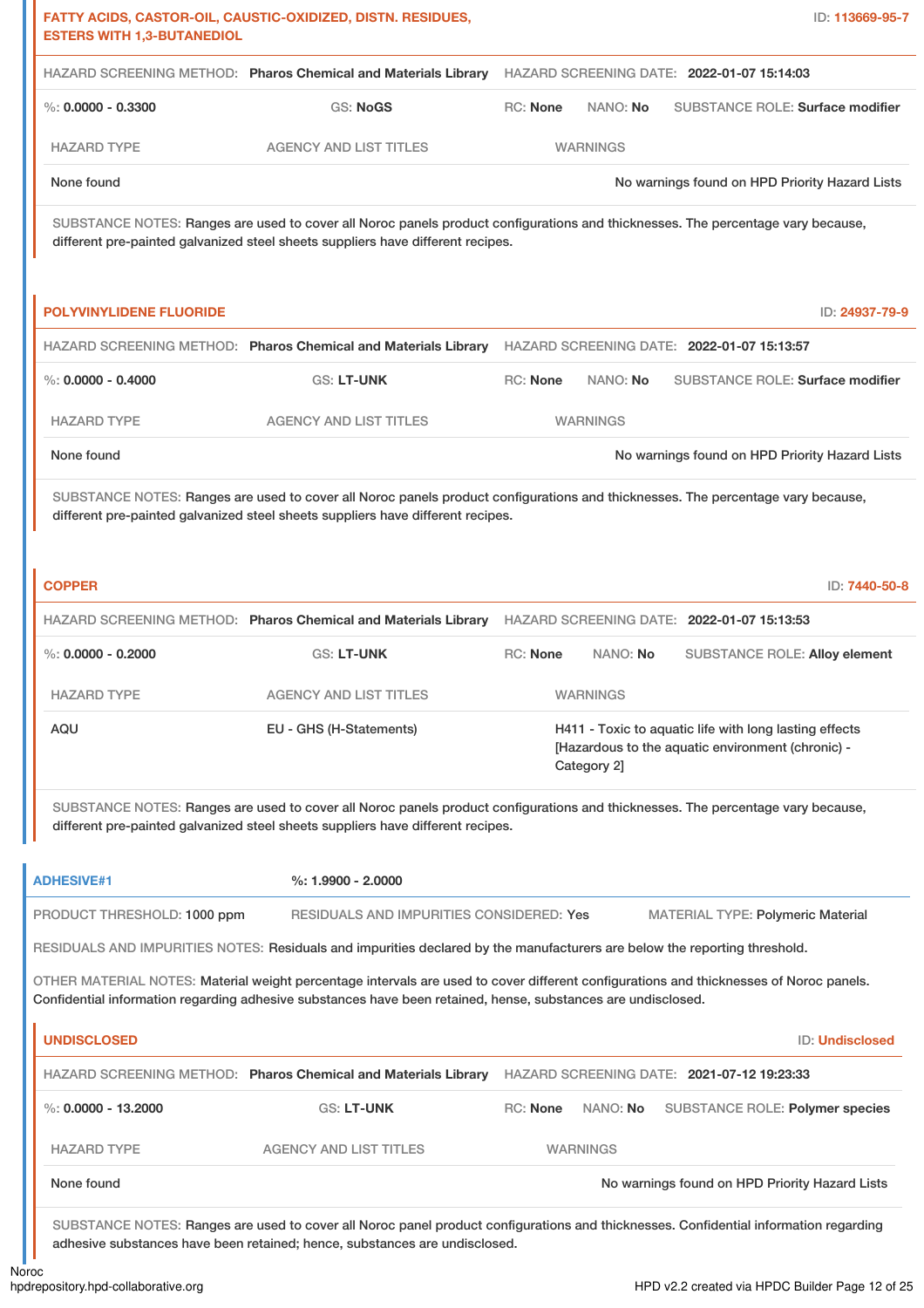**FATTY ACIDS, CASTOR-OIL, CAUSTIC-OXIDIZED, DISTN. RESIDUES, ESTERS WITH 1,3-BUTANEDIOL** ID: 113669-95-7

HAZARD SCREENING METHOD: **Pharos Chemical and Materials Library** HAZARD SCREENING DATE: **2022-01-07 15:14:03**

%: **0.0000 - 0.3300** GS: **NoGS** RC: **None** NANO: **No** SUBSTANCE ROLE: **Surface modifier**

| HAZARD TYPE | AGENCY AND LIST TITLES | WARNINGS |
|---|---|---|
| None found | | No warnings found on HPD Priority Hazard Lists |

SUBSTANCE NOTES: Ranges are used to cover all Noroc panels product configurations and thicknesses. The percentage vary because, different pre-painted galvanized steel sheets suppliers have different recipes.

**POLYVINYLIDENE FLUORIDE** ID: 24937-79-9

HAZARD SCREENING METHOD: **Pharos Chemical and Materials Library** HAZARD SCREENING DATE: **2022-01-07 15:13:57**

%: **0.0000 - 0.4000** GS: **LT-UNK** RC: **None** NANO: **No** SUBSTANCE ROLE: **Surface modifier**

| HAZARD TYPE | AGENCY AND LIST TITLES | WARNINGS |
|---|---|---|
| None found | | No warnings found on HPD Priority Hazard Lists |

SUBSTANCE NOTES: Ranges are used to cover all Noroc panels product configurations and thicknesses. The percentage vary because, different pre-painted galvanized steel sheets suppliers have different recipes.

**COPPER** ID: 7440-50-8

HAZARD SCREENING METHOD: **Pharos Chemical and Materials Library** HAZARD SCREENING DATE: **2022-01-07 15:13:53**

%: **0.0000 - 0.2000** GS: **LT-UNK** RC: **None** NANO: **No** SUBSTANCE ROLE: **Alloy element**

| HAZARD TYPE | AGENCY AND LIST TITLES | WARNINGS |
|---|---|---|
| AQU | EU - GHS (H-Statements) | H411 - Toxic to aquatic life with long lasting effects [Hazardous to the aquatic environment (chronic) - Category 2] |

SUBSTANCE NOTES: Ranges are used to cover all Noroc panels product configurations and thicknesses. The percentage vary because, different pre-painted galvanized steel sheets suppliers have different recipes.

**ADHESIVE#1** %: **1.9900 - 2.0000**

PRODUCT THRESHOLD: **1000 ppm** RESIDUALS AND IMPURITIES CONSIDERED: **Yes** MATERIAL TYPE: **Polymeric Material**

RESIDUALS AND IMPURITIES NOTES: Residuals and impurities declared by the manufacturers are below the reporting threshold.

OTHER MATERIAL NOTES: Material weight percentage intervals are used to cover different configurations and thicknesses of Noroc panels. Confidential information regarding adhesive substances have been retained, hense, substances are undisclosed.

**UNDISCLOSED** ID: Undisclosed

HAZARD SCREENING METHOD: **Pharos Chemical and Materials Library** HAZARD SCREENING DATE: **2021-07-12 19:23:33**

%: **0.0000 - 13.2000** GS: **LT-UNK** RC: **None** NANO: **No** SUBSTANCE ROLE: **Polymer species**

| HAZARD TYPE | AGENCY AND LIST TITLES | WARNINGS |
|---|---|---|
| None found | | No warnings found on HPD Priority Hazard Lists |

SUBSTANCE NOTES: Ranges are used to cover all Noroc panel product configurations and thicknesses. Confidential information regarding adhesive substances have been retained; hence, substances are undisclosed.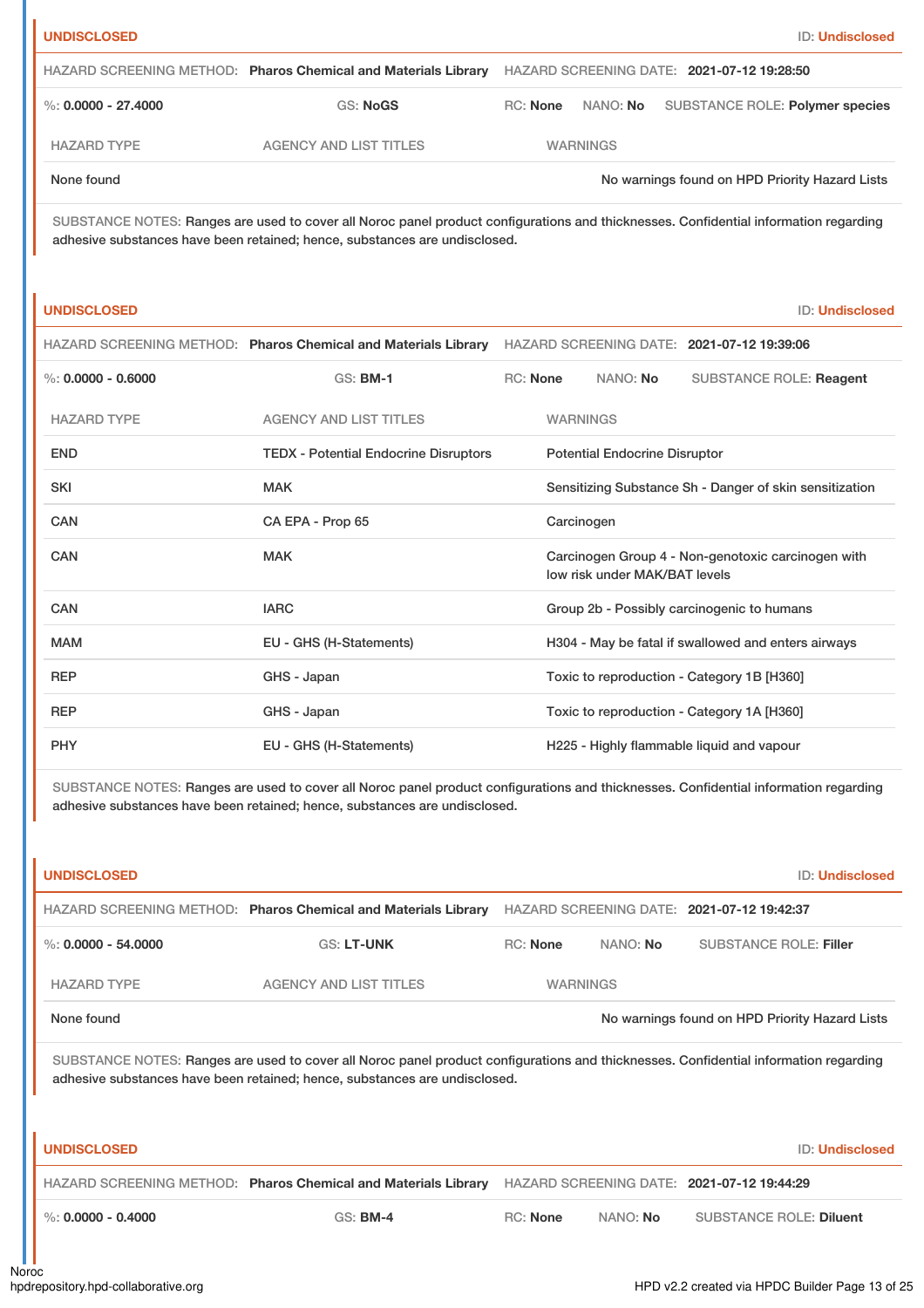**UNDISCLOSED** ID: **Undisclosed**

HAZARD SCREENING METHOD: **Pharos Chemical and Materials Library** HAZARD SCREENING DATE: **2021-07-12 19:28:50**

%: **0.0000 - 27.4000** GS: **NoGS** RC: **None** NANO: **No** SUBSTANCE ROLE: **Polymer species**

| HAZARD TYPE | AGENCY AND LIST TITLES | WARNINGS |
|---|---|---|
| None found | | No warnings found on HPD Priority Hazard Lists |

SUBSTANCE NOTES: Ranges are used to cover all Noroc panel product configurations and thicknesses. Confidential information regarding adhesive substances have been retained; hence, substances are undisclosed.

**UNDISCLOSED** ID: **Undisclosed**

HAZARD SCREENING METHOD: **Pharos Chemical and Materials Library** HAZARD SCREENING DATE: **2021-07-12 19:39:06**

%: **0.0000 - 0.6000** GS: **BM-1** RC: **None** NANO: **No** SUBSTANCE ROLE: **Reagent**

| HAZARD TYPE | AGENCY AND LIST TITLES | WARNINGS |
|---|---|---|
| END | TEDX - Potential Endocrine Disruptors | Potential Endocrine Disruptor |
| SKI | MAK | Sensitizing Substance Sh - Danger of skin sensitization |
| CAN | CA EPA - Prop 65 | Carcinogen |
| CAN | MAK | Carcinogen Group 4 - Non-genotoxic carcinogen with low risk under MAK/BAT levels |
| CAN | IARC | Group 2b - Possibly carcinogenic to humans |
| MAM | EU - GHS (H-Statements) | H304 - May be fatal if swallowed and enters airways |
| REP | GHS - Japan | Toxic to reproduction - Category 1B [H360] |
| REP | GHS - Japan | Toxic to reproduction - Category 1A [H360] |
| PHY | EU - GHS (H-Statements) | H225 - Highly flammable liquid and vapour |

SUBSTANCE NOTES: Ranges are used to cover all Noroc panel product configurations and thicknesses. Confidential information regarding adhesive substances have been retained; hence, substances are undisclosed.

**UNDISCLOSED** ID: **Undisclosed**

HAZARD SCREENING METHOD: **Pharos Chemical and Materials Library** HAZARD SCREENING DATE: **2021-07-12 19:42:37**

%: **0.0000 - 54.0000** GS: **LT-UNK** RC: **None** NANO: **No** SUBSTANCE ROLE: **Filler**

| HAZARD TYPE | AGENCY AND LIST TITLES | WARNINGS |
|---|---|---|
| None found | | No warnings found on HPD Priority Hazard Lists |

SUBSTANCE NOTES: Ranges are used to cover all Noroc panel product configurations and thicknesses. Confidential information regarding adhesive substances have been retained; hence, substances are undisclosed.

**UNDISCLOSED** ID: **Undisclosed**

HAZARD SCREENING METHOD: **Pharos Chemical and Materials Library** HAZARD SCREENING DATE: **2021-07-12 19:44:29**

%: **0.0000 - 0.4000** GS: **BM-4** RC: **None** NANO: **No** SUBSTANCE ROLE: **Diluent**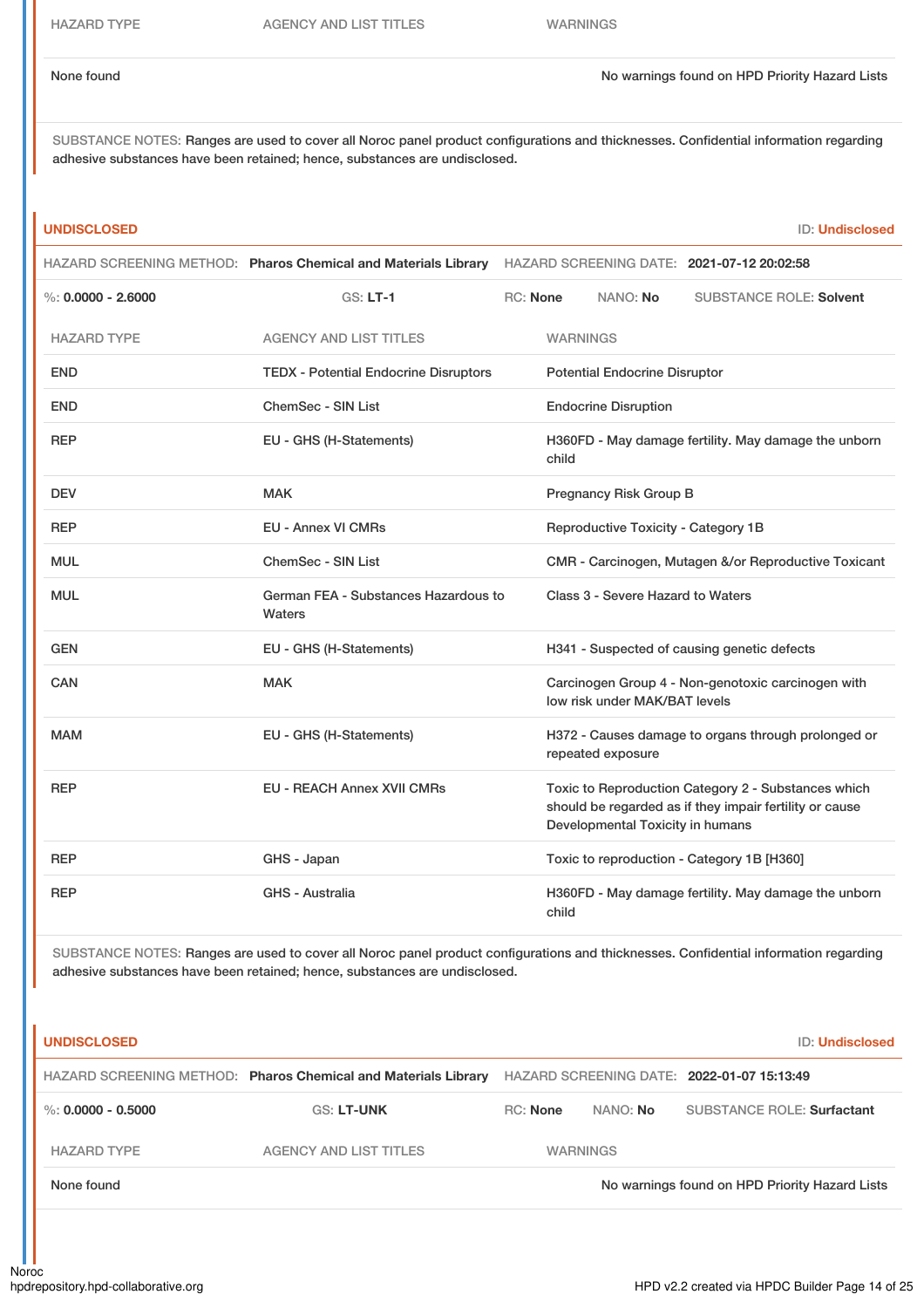| HAZARD TYPE | AGENCY AND LIST TITLES | WARNINGS |
|---|---|---|
| None found | | No warnings found on HPD Priority Hazard Lists |

SUBSTANCE NOTES: Ranges are used to cover all Noroc panel product configurations and thicknesses. Confidential information regarding adhesive substances have been retained; hence, substances are undisclosed.

## UNDISCLOSED

ID: **Undisclosed**

HAZARD SCREENING METHOD: **Pharos Chemical and Materials Library** HAZARD SCREENING DATE: **2021-07-12 20:02:58**

%: **0.0000 - 2.6000** GS: **LT-1** RC: **None** NANO: **No** SUBSTANCE ROLE: **Solvent**

| HAZARD TYPE | AGENCY AND LIST TITLES | WARNINGS |
|---|---|---|
| END | TEDX - Potential Endocrine Disruptors | Potential Endocrine Disruptor |
| END | ChemSec - SIN List | Endocrine Disruption |
| REP | EU - GHS (H-Statements) | H360FD - May damage fertility. May damage the unborn child |
| DEV | MAK | Pregnancy Risk Group B |
| REP | EU - Annex VI CMRs | Reproductive Toxicity - Category 1B |
| MUL | ChemSec - SIN List | CMR - Carcinogen, Mutagen &/or Reproductive Toxicant |
| MUL | German FEA - Substances Hazardous to Waters | Class 3 - Severe Hazard to Waters |
| GEN | EU - GHS (H-Statements) | H341 - Suspected of causing genetic defects |
| CAN | MAK | Carcinogen Group 4 - Non-genotoxic carcinogen with low risk under MAK/BAT levels |
| MAM | EU - GHS (H-Statements) | H372 - Causes damage to organs through prolonged or repeated exposure |
| REP | EU - REACH Annex XVII CMRs | Toxic to Reproduction Category 2 - Substances which should be regarded as if they impair fertility or cause Developmental Toxicity in humans |
| REP | GHS - Japan | Toxic to reproduction - Category 1B [H360] |
| REP | GHS - Australia | H360FD - May damage fertility. May damage the unborn child |

SUBSTANCE NOTES: Ranges are used to cover all Noroc panel product configurations and thicknesses. Confidential information regarding adhesive substances have been retained; hence, substances are undisclosed.

## UNDISCLOSED

ID: **Undisclosed**

HAZARD SCREENING METHOD: **Pharos Chemical and Materials Library** HAZARD SCREENING DATE: **2022-01-07 15:13:49**

%: **0.0000 - 0.5000** GS: **LT-UNK** RC: **None** NANO: **No** SUBSTANCE ROLE: **Surfactant**

| HAZARD TYPE | AGENCY AND LIST TITLES | WARNINGS |
|---|---|---|
| None found | | No warnings found on HPD Priority Hazard Lists |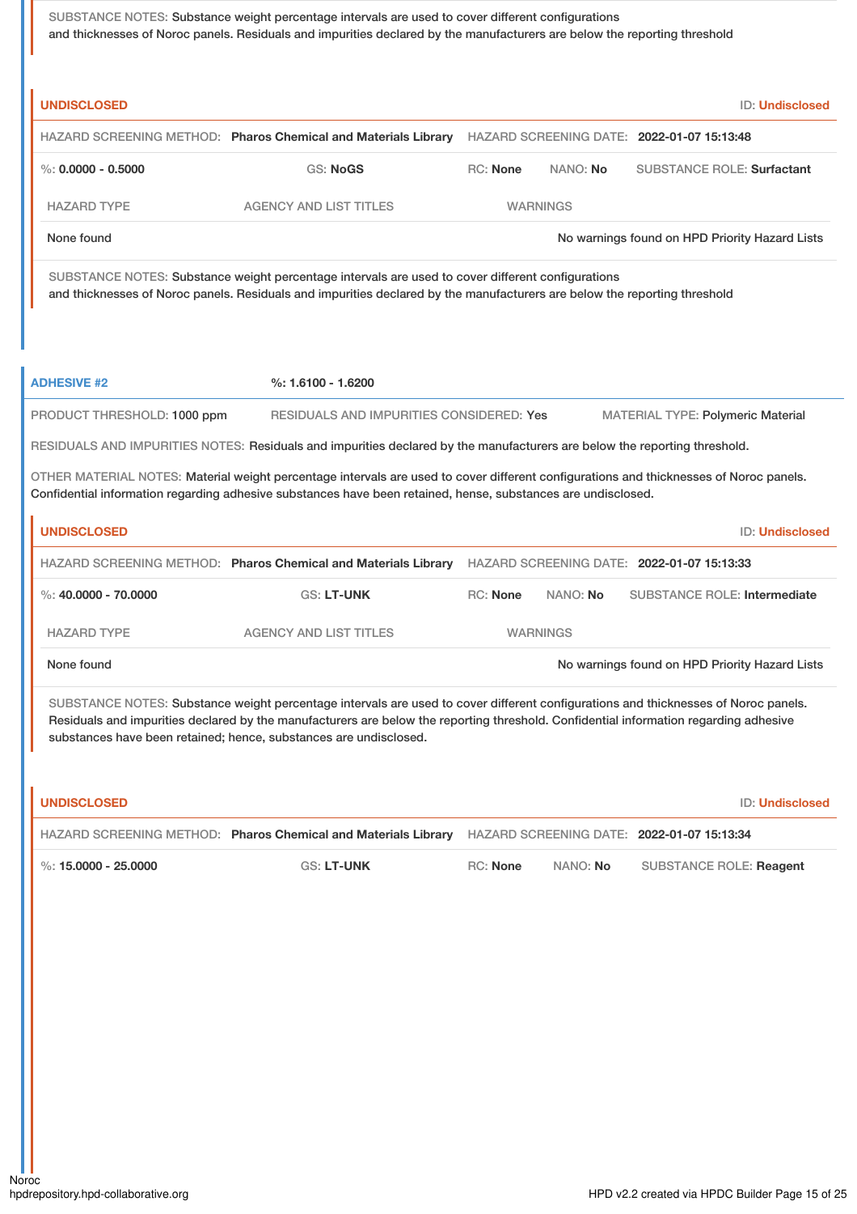SUBSTANCE NOTES: Substance weight percentage intervals are used to cover different configurations and thicknesses of Noroc panels. Residuals and impurities declared by the manufacturers are below the reporting threshold

**UNDISCLOSED** ID: **Undisclosed**

HAZARD SCREENING METHOD: **Pharos Chemical and Materials Library** HAZARD SCREENING DATE: **2022-01-07 15:13:48**

%: **0.0000 - 0.5000** GS: **NoGS** RC: **None** NANO: **No** SUBSTANCE ROLE: **Surfactant**

| HAZARD TYPE | AGENCY AND LIST TITLES | WARNINGS |
|---|---|---|
| None found | | No warnings found on HPD Priority Hazard Lists |

SUBSTANCE NOTES: Substance weight percentage intervals are used to cover different configurations and thicknesses of Noroc panels. Residuals and impurities declared by the manufacturers are below the reporting threshold

## ADHESIVE #2

%: **1.6100 - 1.6200**

PRODUCT THRESHOLD: 1000 ppm RESIDUALS AND IMPURITIES CONSIDERED: Yes MATERIAL TYPE: Polymeric Material

RESIDUALS AND IMPURITIES NOTES: Residuals and impurities declared by the manufacturers are below the reporting threshold.

OTHER MATERIAL NOTES: Material weight percentage intervals are used to cover different configurations and thicknesses of Noroc panels. Confidential information regarding adhesive substances have been retained, hense, substances are undisclosed.

**UNDISCLOSED** ID: **Undisclosed**

HAZARD SCREENING METHOD: **Pharos Chemical and Materials Library** HAZARD SCREENING DATE: **2022-01-07 15:13:33**

%: **40.0000 - 70.0000** GS: **LT-UNK** RC: **None** NANO: **No** SUBSTANCE ROLE: **Intermediate**

| HAZARD TYPE | AGENCY AND LIST TITLES | WARNINGS |
|---|---|---|
| None found | | No warnings found on HPD Priority Hazard Lists |

SUBSTANCE NOTES: Substance weight percentage intervals are used to cover different configurations and thicknesses of Noroc panels. Residuals and impurities declared by the manufacturers are below the reporting threshold. Confidential information regarding adhesive substances have been retained; hence, substances are undisclosed.

**UNDISCLOSED** ID: **Undisclosed**

HAZARD SCREENING METHOD: **Pharos Chemical and Materials Library** HAZARD SCREENING DATE: **2022-01-07 15:13:34**

%: **15.0000 - 25.0000** GS: **LT-UNK** RC: **None** NANO: **No** SUBSTANCE ROLE: **Reagent**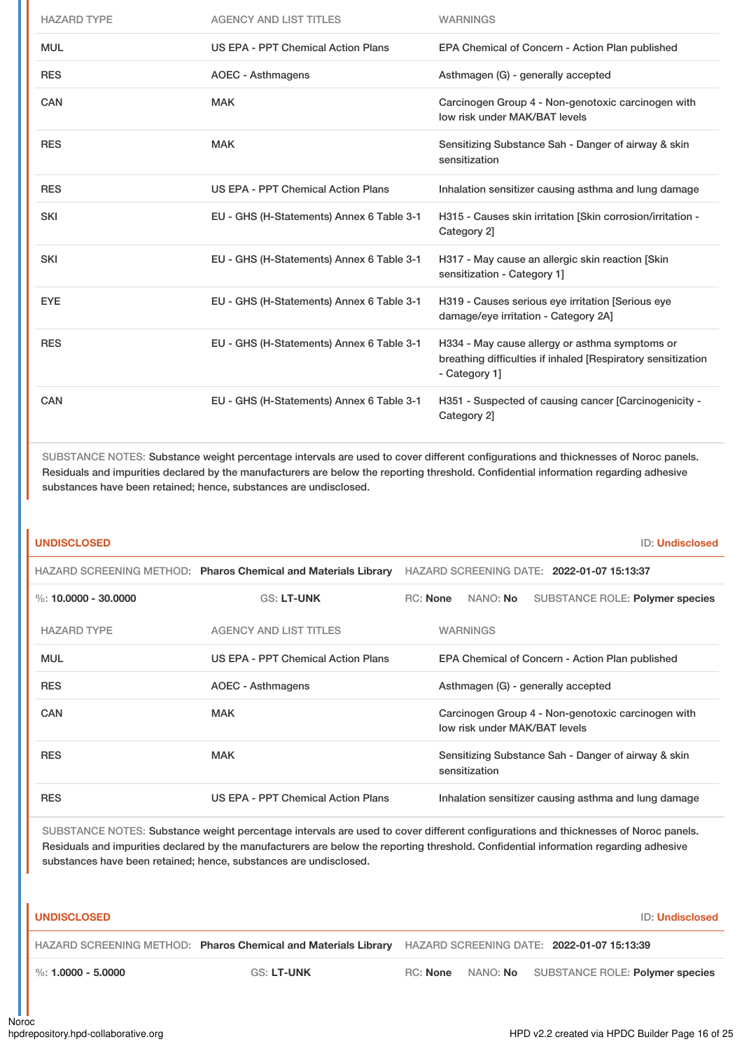| HAZARD TYPE | AGENCY AND LIST TITLES | WARNINGS |
|---|---|---|
| MUL | US EPA - PPT Chemical Action Plans | EPA Chemical of Concern - Action Plan published |
| RES | AOEC - Asthmagens | Asthmagen (G) - generally accepted |
| CAN | MAK | Carcinogen Group 4 - Non-genotoxic carcinogen with low risk under MAK/BAT levels |
| RES | MAK | Sensitizing Substance Sah - Danger of airway & skin sensitization |
| RES | US EPA - PPT Chemical Action Plans | Inhalation sensitizer causing asthma and lung damage |
| SKI | EU - GHS (H-Statements) Annex 6 Table 3-1 | H315 - Causes skin irritation [Skin corrosion/irritation - Category 2] |
| SKI | EU - GHS (H-Statements) Annex 6 Table 3-1 | H317 - May cause an allergic skin reaction [Skin sensitization - Category 1] |
| EYE | EU - GHS (H-Statements) Annex 6 Table 3-1 | H319 - Causes serious eye irritation [Serious eye damage/eye irritation - Category 2A] |
| RES | EU - GHS (H-Statements) Annex 6 Table 3-1 | H334 - May cause allergy or asthma symptoms or breathing difficulties if inhaled [Respiratory sensitization - Category 1] |
| CAN | EU - GHS (H-Statements) Annex 6 Table 3-1 | H351 - Suspected of causing cancer [Carcinogenicity - Category 2] |

SUBSTANCE NOTES: Substance weight percentage intervals are used to cover different configurations and thicknesses of Noroc panels. Residuals and impurities declared by the manufacturers are below the reporting threshold. Confidential information regarding adhesive substances have been retained; hence, substances are undisclosed.

**UNDISCLOSED** — ID: **Undisclosed**

HAZARD SCREENING METHOD: **Pharos Chemical and Materials Library** HAZARD SCREENING DATE: **2022-01-07 15:13:37**

%: **10.0000 - 30.0000** GS: **LT-UNK** RC: **None** NANO: **No** SUBSTANCE ROLE: **Polymer species**

| HAZARD TYPE | AGENCY AND LIST TITLES | WARNINGS |
|---|---|---|
| MUL | US EPA - PPT Chemical Action Plans | EPA Chemical of Concern - Action Plan published |
| RES | AOEC - Asthmagens | Asthmagen (G) - generally accepted |
| CAN | MAK | Carcinogen Group 4 - Non-genotoxic carcinogen with low risk under MAK/BAT levels |
| RES | MAK | Sensitizing Substance Sah - Danger of airway & skin sensitization |
| RES | US EPA - PPT Chemical Action Plans | Inhalation sensitizer causing asthma and lung damage |

SUBSTANCE NOTES: Substance weight percentage intervals are used to cover different configurations and thicknesses of Noroc panels. Residuals and impurities declared by the manufacturers are below the reporting threshold. Confidential information regarding adhesive substances have been retained; hence, substances are undisclosed.

**UNDISCLOSED** — ID: **Undisclosed**

HAZARD SCREENING METHOD: **Pharos Chemical and Materials Library** HAZARD SCREENING DATE: **2022-01-07 15:13:39**

%: **1.0000 - 5.0000** GS: **LT-UNK** RC: **None** NANO: **No** SUBSTANCE ROLE: **Polymer species**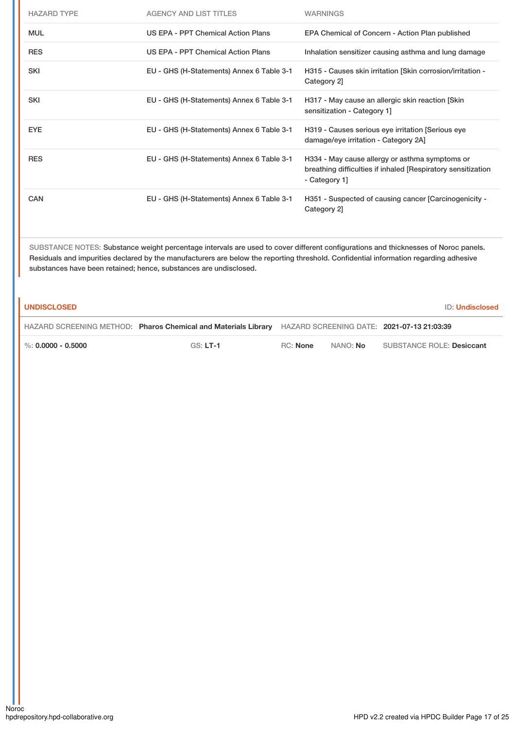| HAZARD TYPE | AGENCY AND LIST TITLES | WARNINGS |
|---|---|---|
| MUL | US EPA - PPT Chemical Action Plans | EPA Chemical of Concern - Action Plan published |
| RES | US EPA - PPT Chemical Action Plans | Inhalation sensitizer causing asthma and lung damage |
| SKI | EU - GHS (H-Statements) Annex 6 Table 3-1 | H315 - Causes skin irritation [Skin corrosion/irritation - Category 2] |
| SKI | EU - GHS (H-Statements) Annex 6 Table 3-1 | H317 - May cause an allergic skin reaction [Skin sensitization - Category 1] |
| EYE | EU - GHS (H-Statements) Annex 6 Table 3-1 | H319 - Causes serious eye irritation [Serious eye damage/eye irritation - Category 2A] |
| RES | EU - GHS (H-Statements) Annex 6 Table 3-1 | H334 - May cause allergy or asthma symptoms or breathing difficulties if inhaled [Respiratory sensitization - Category 1] |
| CAN | EU - GHS (H-Statements) Annex 6 Table 3-1 | H351 - Suspected of causing cancer [Carcinogenicity - Category 2] |

SUBSTANCE NOTES: Substance weight percentage intervals are used to cover different configurations and thicknesses of Noroc panels. Residuals and impurities declared by the manufacturers are below the reporting threshold. Confidential information regarding adhesive substances have been retained; hence, substances are undisclosed.

**UNDISCLOSED** ID: **Undisclosed**

HAZARD SCREENING METHOD: **Pharos Chemical and Materials Library** HAZARD SCREENING DATE: **2021-07-13 21:03:39**

%: **0.0000 - 0.5000** GS: **LT-1** RC: **None** NANO: **No** SUBSTANCE ROLE: **Desiccant**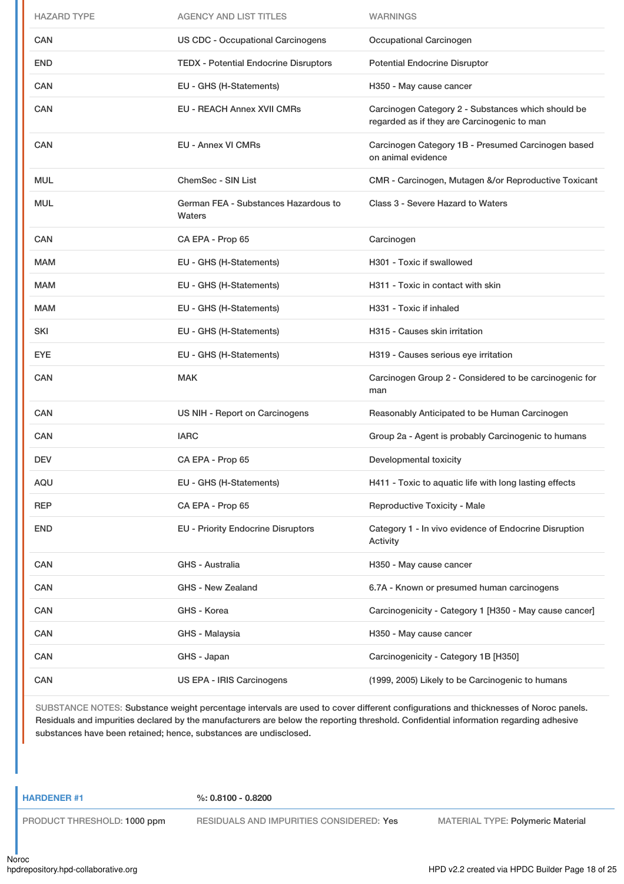| HAZARD TYPE | AGENCY AND LIST TITLES | WARNINGS |
|---|---|---|
| CAN | US CDC - Occupational Carcinogens | Occupational Carcinogen |
| END | TEDX - Potential Endocrine Disruptors | Potential Endocrine Disruptor |
| CAN | EU - GHS (H-Statements) | H350 - May cause cancer |
| CAN | EU - REACH Annex XVII CMRs | Carcinogen Category 2 - Substances which should be regarded as if they are Carcinogenic to man |
| CAN | EU - Annex VI CMRs | Carcinogen Category 1B - Presumed Carcinogen based on animal evidence |
| MUL | ChemSec - SIN List | CMR - Carcinogen, Mutagen &/or Reproductive Toxicant |
| MUL | German FEA - Substances Hazardous to Waters | Class 3 - Severe Hazard to Waters |
| CAN | CA EPA - Prop 65 | Carcinogen |
| MAM | EU - GHS (H-Statements) | H301 - Toxic if swallowed |
| MAM | EU - GHS (H-Statements) | H311 - Toxic in contact with skin |
| MAM | EU - GHS (H-Statements) | H331 - Toxic if inhaled |
| SKI | EU - GHS (H-Statements) | H315 - Causes skin irritation |
| EYE | EU - GHS (H-Statements) | H319 - Causes serious eye irritation |
| CAN | MAK | Carcinogen Group 2 - Considered to be carcinogenic for man |
| CAN | US NIH - Report on Carcinogens | Reasonably Anticipated to be Human Carcinogen |
| CAN | IARC | Group 2a - Agent is probably Carcinogenic to humans |
| DEV | CA EPA - Prop 65 | Developmental toxicity |
| AQU | EU - GHS (H-Statements) | H411 - Toxic to aquatic life with long lasting effects |
| REP | CA EPA - Prop 65 | Reproductive Toxicity - Male |
| END | EU - Priority Endocrine Disruptors | Category 1 - In vivo evidence of Endocrine Disruption Activity |
| CAN | GHS - Australia | H350 - May cause cancer |
| CAN | GHS - New Zealand | 6.7A - Known or presumed human carcinogens |
| CAN | GHS - Korea | Carcinogenicity - Category 1 [H350 - May cause cancer] |
| CAN | GHS - Malaysia | H350 - May cause cancer |
| CAN | GHS - Japan | Carcinogenicity - Category 1B [H350] |
| CAN | US EPA - IRIS Carcinogens | (1999, 2005) Likely to be Carcinogenic to humans |

SUBSTANCE NOTES: Substance weight percentage intervals are used to cover different configurations and thicknesses of Noroc panels. Residuals and impurities declared by the manufacturers are below the reporting threshold. Confidential information regarding adhesive substances have been retained; hence, substances are undisclosed.

**HARDENER #1** %: **0.8100 - 0.8200**

PRODUCT THRESHOLD: 1000 ppm | RESIDUALS AND IMPURITIES CONSIDERED: Yes | MATERIAL TYPE: Polymeric Material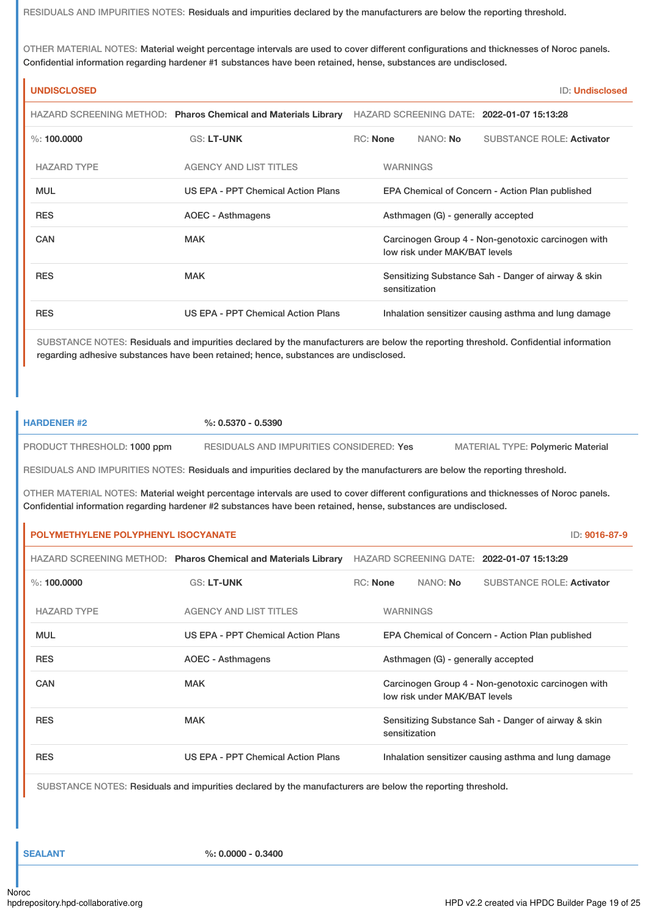RESIDUALS AND IMPURITIES NOTES: Residuals and impurities declared by the manufacturers are below the reporting threshold.

OTHER MATERIAL NOTES: Material weight percentage intervals are used to cover different configurations and thicknesses of Noroc panels. Confidential information regarding hardener #1 substances have been retained, hense, substances are undisclosed.

#### UNDISCLOSED

ID: Undisclosed

HAZARD SCREENING METHOD: **Pharos Chemical and Materials Library** HAZARD SCREENING DATE: **2022-01-07 15:13:28**

%: **100.0000** GS: **LT-UNK** RC: **None** NANO: **No** SUBSTANCE ROLE: **Activator**

| HAZARD TYPE | AGENCY AND LIST TITLES | WARNINGS |
|---|---|---|
| MUL | US EPA - PPT Chemical Action Plans | EPA Chemical of Concern - Action Plan published |
| RES | AOEC - Asthmagens | Asthmagen (G) - generally accepted |
| CAN | MAK | Carcinogen Group 4 - Non-genotoxic carcinogen with low risk under MAK/BAT levels |
| RES | MAK | Sensitizing Substance Sah - Danger of airway & skin sensitization |
| RES | US EPA - PPT Chemical Action Plans | Inhalation sensitizer causing asthma and lung damage |

SUBSTANCE NOTES: Residuals and impurities declared by the manufacturers are below the reporting threshold. Confidential information regarding adhesive substances have been retained; hence, substances are undisclosed.

### HARDENER #2

%: **0.5370 - 0.5390**

PRODUCT THRESHOLD: 1000 ppm RESIDUALS AND IMPURITIES CONSIDERED: Yes MATERIAL TYPE: Polymeric Material

RESIDUALS AND IMPURITIES NOTES: Residuals and impurities declared by the manufacturers are below the reporting threshold.

OTHER MATERIAL NOTES: Material weight percentage intervals are used to cover different configurations and thicknesses of Noroc panels. Confidential information regarding hardener #2 substances have been retained, hense, substances are undisclosed.

#### POLYMETHYLENE POLYPHENYL ISOCYANATE

ID: 9016-87-9

HAZARD SCREENING METHOD: **Pharos Chemical and Materials Library** HAZARD SCREENING DATE: **2022-01-07 15:13:29**

%: **100.0000** GS: **LT-UNK** RC: **None** NANO: **No** SUBSTANCE ROLE: **Activator**

| HAZARD TYPE | AGENCY AND LIST TITLES | WARNINGS |
|---|---|---|
| MUL | US EPA - PPT Chemical Action Plans | EPA Chemical of Concern - Action Plan published |
| RES | AOEC - Asthmagens | Asthmagen (G) - generally accepted |
| CAN | MAK | Carcinogen Group 4 - Non-genotoxic carcinogen with low risk under MAK/BAT levels |
| RES | MAK | Sensitizing Substance Sah - Danger of airway & skin sensitization |
| RES | US EPA - PPT Chemical Action Plans | Inhalation sensitizer causing asthma and lung damage |

SUBSTANCE NOTES: Residuals and impurities declared by the manufacturers are below the reporting threshold.

### SEALANT

%: **0.0000 - 0.3400**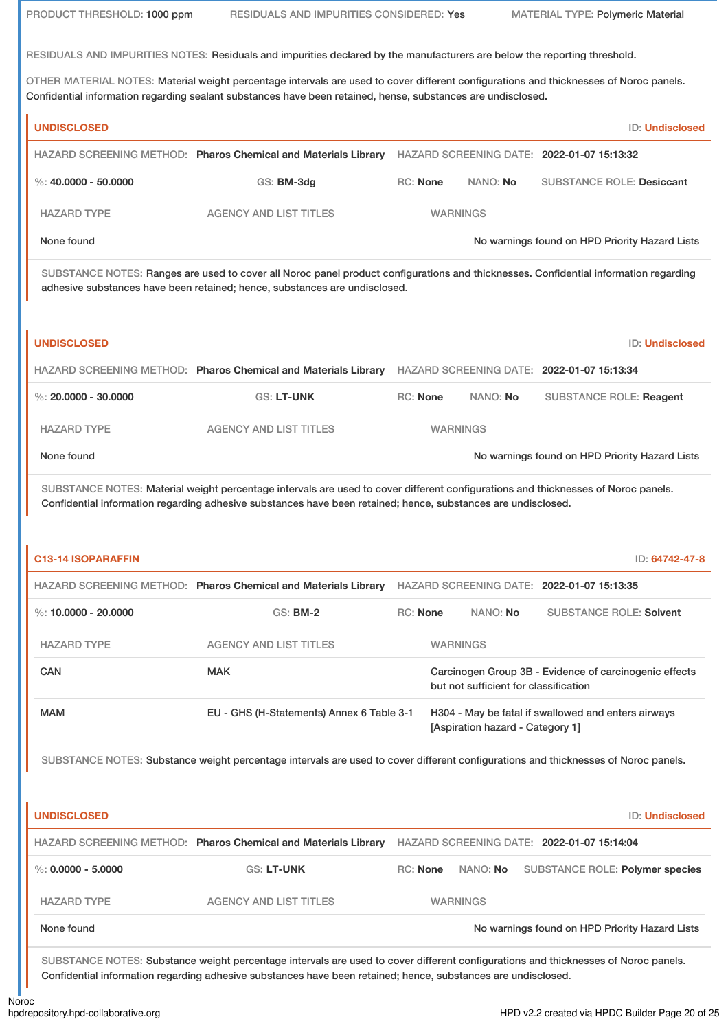PRODUCT THRESHOLD: 1000 ppm RESIDUALS AND IMPURITIES CONSIDERED: Yes MATERIAL TYPE: Polymeric Material

RESIDUALS AND IMPURITIES NOTES: Residuals and impurities declared by the manufacturers are below the reporting threshold.

OTHER MATERIAL NOTES: Material weight percentage intervals are used to cover different configurations and thicknesses of Noroc panels. Confidential information regarding sealant substances have been retained, hense, substances are undisclosed.

### UNDISCLOSED

ID: Undisclosed

HAZARD SCREENING METHOD: **Pharos Chemical and Materials Library** HAZARD SCREENING DATE: **2022-01-07 15:13:32**

%: **40.0000 - 50.0000** GS: **BM-3dg** RC: **None** NANO: **No** SUBSTANCE ROLE: **Desiccant**

| HAZARD TYPE | AGENCY AND LIST TITLES | WARNINGS |
|---|---|---|
| None found | | No warnings found on HPD Priority Hazard Lists |

SUBSTANCE NOTES: Ranges are used to cover all Noroc panel product configurations and thicknesses. Confidential information regarding adhesive substances have been retained; hence, substances are undisclosed.

### UNDISCLOSED

ID: Undisclosed

HAZARD SCREENING METHOD: **Pharos Chemical and Materials Library** HAZARD SCREENING DATE: **2022-01-07 15:13:34**

%: **20.0000 - 30.0000** GS: **LT-UNK** RC: **None** NANO: **No** SUBSTANCE ROLE: **Reagent**

| HAZARD TYPE | AGENCY AND LIST TITLES | WARNINGS |
|---|---|---|
| None found | | No warnings found on HPD Priority Hazard Lists |

SUBSTANCE NOTES: Material weight percentage intervals are used to cover different configurations and thicknesses of Noroc panels. Confidential information regarding adhesive substances have been retained; hence, substances are undisclosed.

### C13-14 ISOPARAFFIN

ID: 64742-47-8

HAZARD SCREENING METHOD: **Pharos Chemical and Materials Library** HAZARD SCREENING DATE: **2022-01-07 15:13:35**

%: **10.0000 - 20.0000** GS: **BM-2** RC: **None** NANO: **No** SUBSTANCE ROLE: **Solvent**

| HAZARD TYPE | AGENCY AND LIST TITLES | WARNINGS |
|---|---|---|
| CAN | MAK | Carcinogen Group 3B - Evidence of carcinogenic effects but not sufficient for classification |
| MAM | EU - GHS (H-Statements) Annex 6 Table 3-1 | H304 - May be fatal if swallowed and enters airways [Aspiration hazard - Category 1] |

SUBSTANCE NOTES: Substance weight percentage intervals are used to cover different configurations and thicknesses of Noroc panels.

### UNDISCLOSED

ID: Undisclosed

HAZARD SCREENING METHOD: **Pharos Chemical and Materials Library** HAZARD SCREENING DATE: **2022-01-07 15:14:04**

%: **0.0000 - 5.0000** GS: **LT-UNK** RC: **None** NANO: **No** SUBSTANCE ROLE: **Polymer species**

| HAZARD TYPE | AGENCY AND LIST TITLES | WARNINGS |
|---|---|---|
| None found | | No warnings found on HPD Priority Hazard Lists |

SUBSTANCE NOTES: Substance weight percentage intervals are used to cover different configurations and thicknesses of Noroc panels. Confidential information regarding adhesive substances have been retained; hence, substances are undisclosed.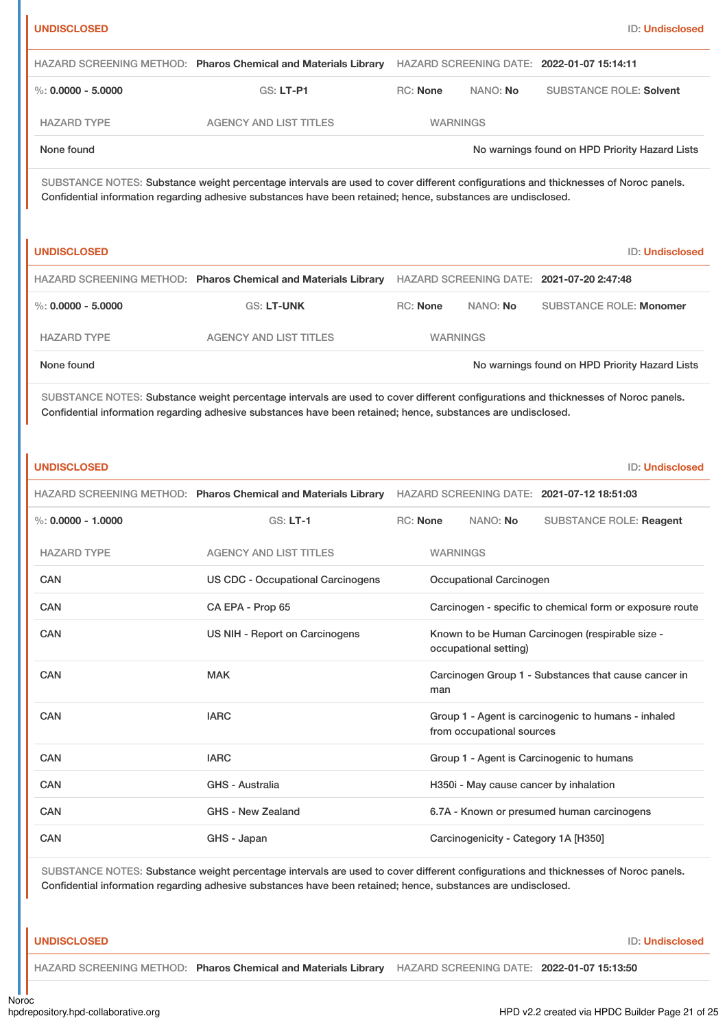**UNDISCLOSED** ID: **Undisclosed**

HAZARD SCREENING METHOD: **Pharos Chemical and Materials Library** HAZARD SCREENING DATE: **2022-01-07 15:14:11**

%: **0.0000 - 5.0000** GS: **LT-P1** RC: **None** NANO: **No** SUBSTANCE ROLE: **Solvent**

| HAZARD TYPE | AGENCY AND LIST TITLES | WARNINGS |
|---|---|---|
| None found | | No warnings found on HPD Priority Hazard Lists |

SUBSTANCE NOTES: Substance weight percentage intervals are used to cover different configurations and thicknesses of Noroc panels. Confidential information regarding adhesive substances have been retained; hence, substances are undisclosed.

**UNDISCLOSED** ID: **Undisclosed**

HAZARD SCREENING METHOD: **Pharos Chemical and Materials Library** HAZARD SCREENING DATE: **2021-07-20 2:47:48**

%: **0.0000 - 5.0000** GS: **LT-UNK** RC: **None** NANO: **No** SUBSTANCE ROLE: **Monomer**

| HAZARD TYPE | AGENCY AND LIST TITLES | WARNINGS |
|---|---|---|
| None found | | No warnings found on HPD Priority Hazard Lists |

SUBSTANCE NOTES: Substance weight percentage intervals are used to cover different configurations and thicknesses of Noroc panels. Confidential information regarding adhesive substances have been retained; hence, substances are undisclosed.

**UNDISCLOSED** ID: **Undisclosed**

HAZARD SCREENING METHOD: **Pharos Chemical and Materials Library** HAZARD SCREENING DATE: **2021-07-12 18:51:03**

%: **0.0000 - 1.0000** GS: **LT-1** RC: **None** NANO: **No** SUBSTANCE ROLE: **Reagent**

| HAZARD TYPE | AGENCY AND LIST TITLES | WARNINGS |
|---|---|---|
| CAN | US CDC - Occupational Carcinogens | Occupational Carcinogen |
| CAN | CA EPA - Prop 65 | Carcinogen - specific to chemical form or exposure route |
| CAN | US NIH - Report on Carcinogens | Known to be Human Carcinogen (respirable size - occupational setting) |
| CAN | MAK | Carcinogen Group 1 - Substances that cause cancer in man |
| CAN | IARC | Group 1 - Agent is carcinogenic to humans - inhaled from occupational sources |
| CAN | IARC | Group 1 - Agent is Carcinogenic to humans |
| CAN | GHS - Australia | H350i - May cause cancer by inhalation |
| CAN | GHS - New Zealand | 6.7A - Known or presumed human carcinogens |
| CAN | GHS - Japan | Carcinogenicity - Category 1A [H350] |

SUBSTANCE NOTES: Substance weight percentage intervals are used to cover different configurations and thicknesses of Noroc panels. Confidential information regarding adhesive substances have been retained; hence, substances are undisclosed.

**UNDISCLOSED** ID: **Undisclosed**

HAZARD SCREENING METHOD: **Pharos Chemical and Materials Library** HAZARD SCREENING DATE: **2022-01-07 15:13:50**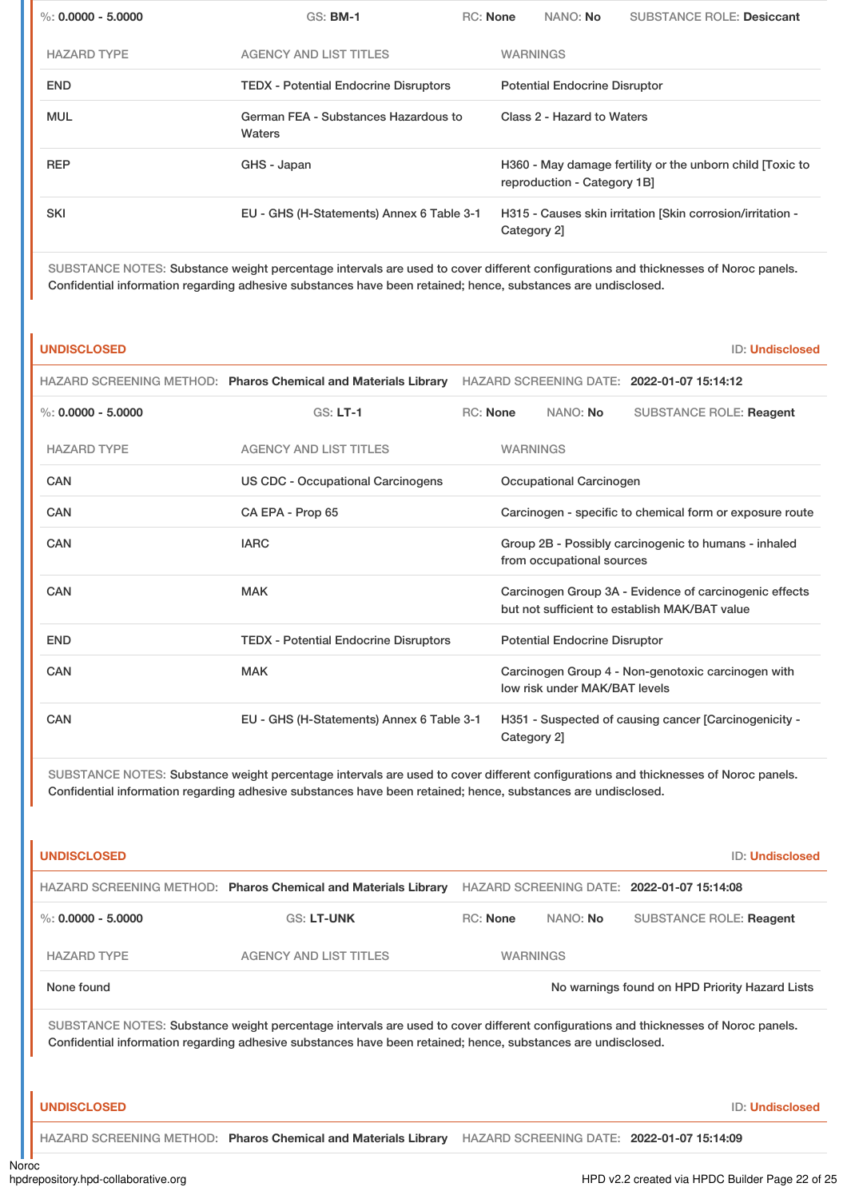%: **0.0000 - 5.0000** GS: **BM-1** RC: **None** NANO: **No** SUBSTANCE ROLE: **Desiccant**

| HAZARD TYPE | AGENCY AND LIST TITLES | WARNINGS |
|---|---|---|
| END | TEDX - Potential Endocrine Disruptors | Potential Endocrine Disruptor |
| MUL | German FEA - Substances Hazardous to Waters | Class 2 - Hazard to Waters |
| REP | GHS - Japan | H360 - May damage fertility or the unborn child [Toxic to reproduction - Category 1B] |
| SKI | EU - GHS (H-Statements) Annex 6 Table 3-1 | H315 - Causes skin irritation [Skin corrosion/irritation - Category 2] |

SUBSTANCE NOTES: Substance weight percentage intervals are used to cover different configurations and thicknesses of Noroc panels. Confidential information regarding adhesive substances have been retained; hence, substances are undisclosed.

**UNDISCLOSED** ID: **Undisclosed**

HAZARD SCREENING METHOD: **Pharos Chemical and Materials Library** HAZARD SCREENING DATE: **2022-01-07 15:14:12**

%: **0.0000 - 5.0000** GS: **LT-1** RC: **None** NANO: **No** SUBSTANCE ROLE: **Reagent**

| HAZARD TYPE | AGENCY AND LIST TITLES | WARNINGS |
|---|---|---|
| CAN | US CDC - Occupational Carcinogens | Occupational Carcinogen |
| CAN | CA EPA - Prop 65 | Carcinogen - specific to chemical form or exposure route |
| CAN | IARC | Group 2B - Possibly carcinogenic to humans - inhaled from occupational sources |
| CAN | MAK | Carcinogen Group 3A - Evidence of carcinogenic effects but not sufficient to establish MAK/BAT value |
| END | TEDX - Potential Endocrine Disruptors | Potential Endocrine Disruptor |
| CAN | MAK | Carcinogen Group 4 - Non-genotoxic carcinogen with low risk under MAK/BAT levels |
| CAN | EU - GHS (H-Statements) Annex 6 Table 3-1 | H351 - Suspected of causing cancer [Carcinogenicity - Category 2] |

SUBSTANCE NOTES: Substance weight percentage intervals are used to cover different configurations and thicknesses of Noroc panels. Confidential information regarding adhesive substances have been retained; hence, substances are undisclosed.

**UNDISCLOSED** ID: **Undisclosed**

HAZARD SCREENING METHOD: **Pharos Chemical and Materials Library** HAZARD SCREENING DATE: **2022-01-07 15:14:08**

%: **0.0000 - 5.0000** GS: **LT-UNK** RC: **None** NANO: **No** SUBSTANCE ROLE: **Reagent**

| HAZARD TYPE | AGENCY AND LIST TITLES | WARNINGS |
|---|---|---|
| None found | | No warnings found on HPD Priority Hazard Lists |

SUBSTANCE NOTES: Substance weight percentage intervals are used to cover different configurations and thicknesses of Noroc panels. Confidential information regarding adhesive substances have been retained; hence, substances are undisclosed.

**UNDISCLOSED** ID: **Undisclosed**

HAZARD SCREENING METHOD: **Pharos Chemical and Materials Library** HAZARD SCREENING DATE: **2022-01-07 15:14:09**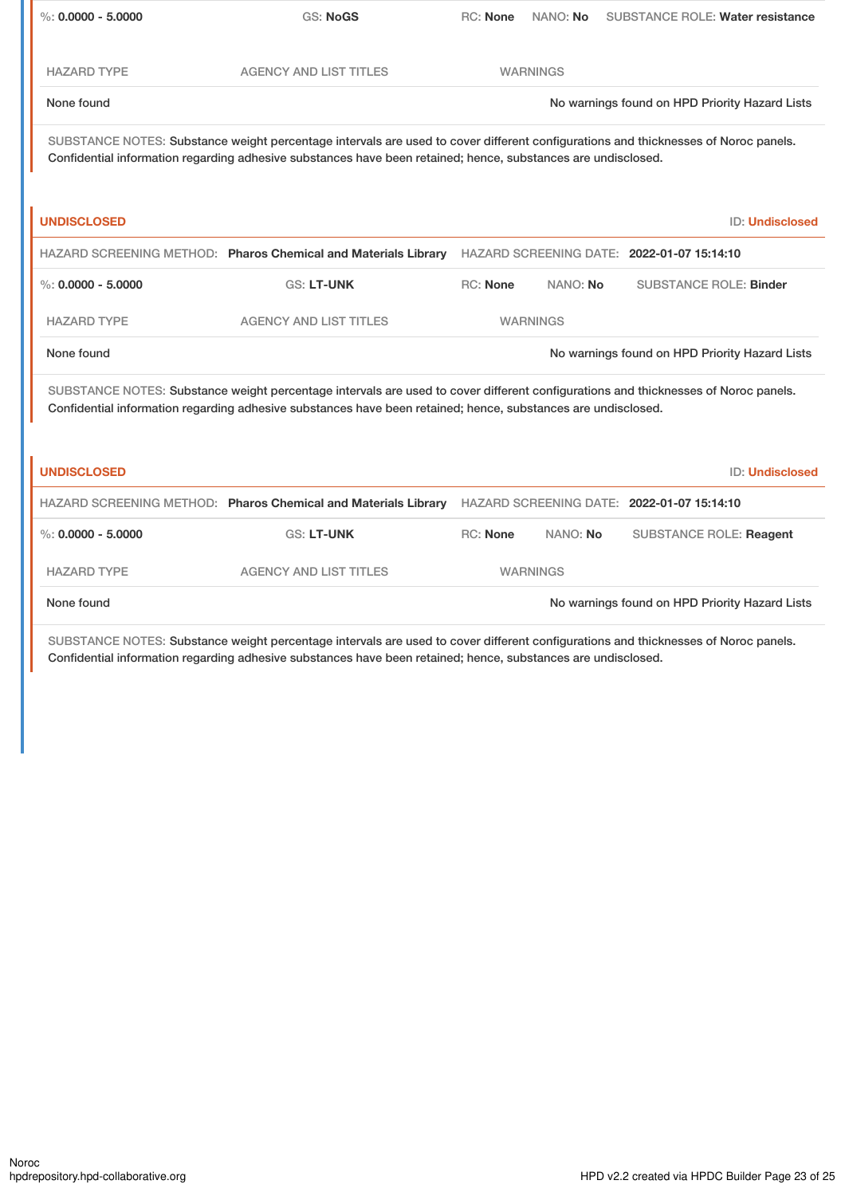%: **0.0000 - 5.0000** GS: **NoGS** RC: **None** NANO: **No** SUBSTANCE ROLE: **Water resistance**

| HAZARD TYPE | AGENCY AND LIST TITLES | WARNINGS |
|---|---|---|
| None found | | No warnings found on HPD Priority Hazard Lists |

SUBSTANCE NOTES: Substance weight percentage intervals are used to cover different configurations and thicknesses of Noroc panels. Confidential information regarding adhesive substances have been retained; hence, substances are undisclosed.

### UNDISCLOSED

ID: **Undisclosed**

HAZARD SCREENING METHOD: **Pharos Chemical and Materials Library** HAZARD SCREENING DATE: **2022-01-07 15:14:10**

%: **0.0000 - 5.0000** GS: **LT-UNK** RC: **None** NANO: **No** SUBSTANCE ROLE: **Binder**

| HAZARD TYPE | AGENCY AND LIST TITLES | WARNINGS |
|---|---|---|
| None found | | No warnings found on HPD Priority Hazard Lists |

SUBSTANCE NOTES: Substance weight percentage intervals are used to cover different configurations and thicknesses of Noroc panels. Confidential information regarding adhesive substances have been retained; hence, substances are undisclosed.

### UNDISCLOSED

ID: **Undisclosed**

HAZARD SCREENING METHOD: **Pharos Chemical and Materials Library** HAZARD SCREENING DATE: **2022-01-07 15:14:10**

%: **0.0000 - 5.0000** GS: **LT-UNK** RC: **None** NANO: **No** SUBSTANCE ROLE: **Reagent**

| HAZARD TYPE | AGENCY AND LIST TITLES | WARNINGS |
|---|---|---|
| None found | | No warnings found on HPD Priority Hazard Lists |

SUBSTANCE NOTES: Substance weight percentage intervals are used to cover different configurations and thicknesses of Noroc panels. Confidential information regarding adhesive substances have been retained; hence, substances are undisclosed.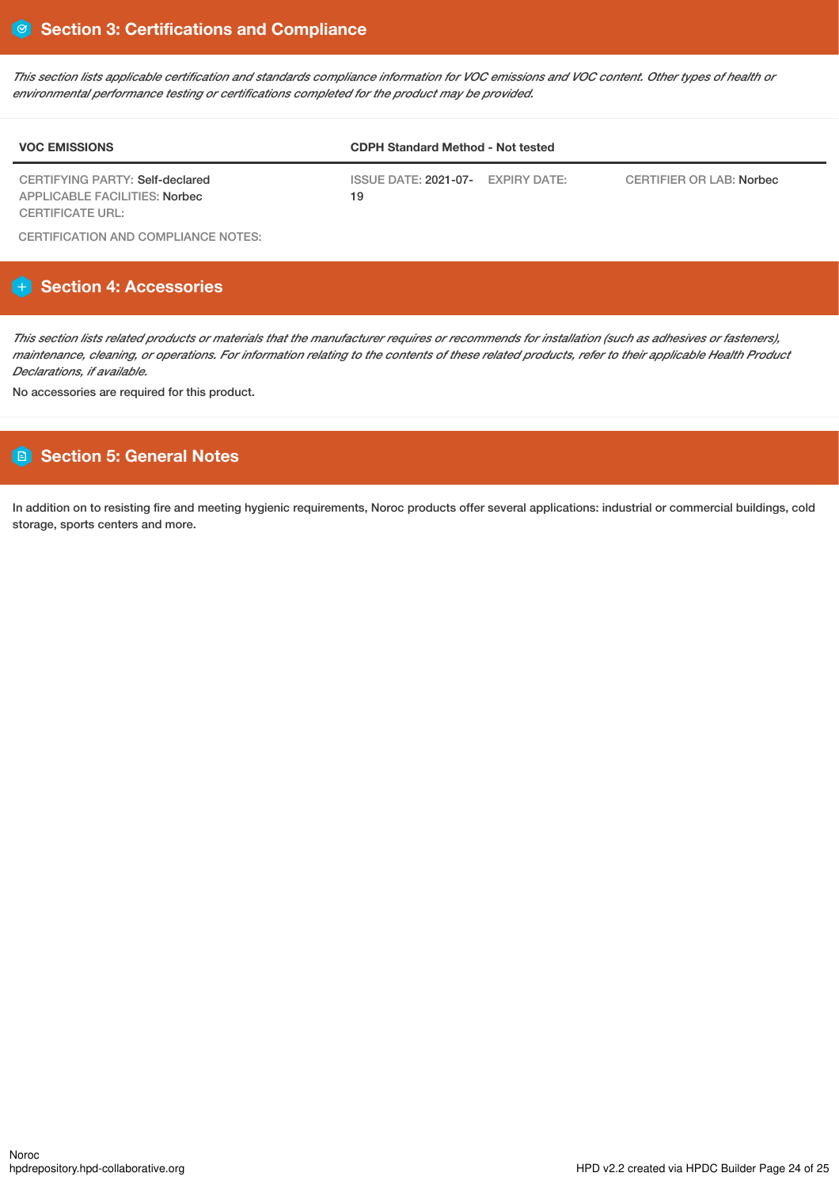## Section 3: Certifications and Compliance

*This section lists applicable certification and standards compliance information for VOC emissions and VOC content. Other types of health or environmental performance testing or certifications completed for the product may be provided.*

| VOC EMISSIONS | CDPH Standard Method - Not tested | | |
|---|---|---|---|
| CERTIFYING PARTY: Self-declared<br>APPLICABLE FACILITIES: Norbec<br>CERTIFICATE URL: | ISSUE DATE: 2021-07-19 | EXPIRY DATE: | CERTIFIER OR LAB: Norbec |

CERTIFICATION AND COMPLIANCE NOTES:

## Section 4: Accessories

*This section lists related products or materials that the manufacturer requires or recommends for installation (such as adhesives or fasteners), maintenance, cleaning, or operations. For information relating to the contents of these related products, refer to their applicable Health Product Declarations, if available.*

No accessories are required for this product.

## Section 5: General Notes

In addition on to resisting fire and meeting hygienic requirements, Noroc products offer several applications: industrial or commercial buildings, cold storage, sports centers and more.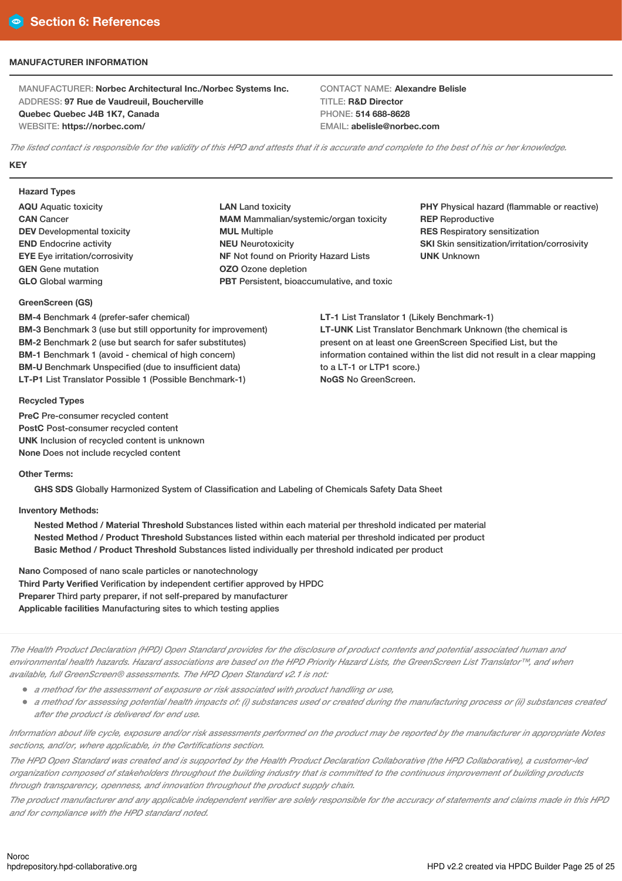# Section 6: References

## MANUFACTURER INFORMATION

MANUFACTURER: **Norbec Architectural Inc./Norbec Systems Inc.**
ADDRESS: **97 Rue de Vaudreuil, Boucherville**
**Quebec Quebec J4B 1K7, Canada**
WEBSITE: **https://norbec.com/**

CONTACT NAME: **Alexandre Belisle**
TITLE: **R&D Director**
PHONE: **514 688-8628**
EMAIL: **abelisle@norbec.com**

*The listed contact is responsible for the validity of this HPD and attests that it is accurate and complete to the best of his or her knowledge.*

## KEY

### Hazard Types

**AQU** Aquatic toxicity
**CAN** Cancer
**DEV** Developmental toxicity
**END** Endocrine activity
**EYE** Eye irritation/corrosivity
**GEN** Gene mutation
**GLO** Global warming
**LAN** Land toxicity
**MAM** Mammalian/systemic/organ toxicity
**MUL** Multiple
**NEU** Neurotoxicity
**NF** Not found on Priority Hazard Lists
**OZO** Ozone depletion
**PBT** Persistent, bioaccumulative, and toxic
**PHY** Physical hazard (flammable or reactive)
**REP** Reproductive
**RES** Respiratory sensitization
**SKI** Skin sensitization/irritation/corrosivity
**UNK** Unknown

### GreenScreen (GS)

**BM-4** Benchmark 4 (prefer-safer chemical)
**BM-3** Benchmark 3 (use but still opportunity for improvement)
**BM-2** Benchmark 2 (use but search for safer substitutes)
**BM-1** Benchmark 1 (avoid - chemical of high concern)
**BM-U** Benchmark Unspecified (due to insufficient data)
**LT-P1** List Translator Possible 1 (Possible Benchmark-1)
**LT-1** List Translator 1 (Likely Benchmark-1)
**LT-UNK** List Translator Benchmark Unknown (the chemical is present on at least one GreenScreen Specified List, but the information contained within the list did not result in a clear mapping to a LT-1 or LTP1 score.)
**NoGS** No GreenScreen.

### Recycled Types

**PreC** Pre-consumer recycled content
**PostC** Post-consumer recycled content
**UNK** Inclusion of recycled content is unknown
**None** Does not include recycled content

### Other Terms:

**GHS SDS** Globally Harmonized System of Classification and Labeling of Chemicals Safety Data Sheet

### Inventory Methods:

**Nested Method / Material Threshold** Substances listed within each material per threshold indicated per material
**Nested Method / Product Threshold** Substances listed within each material per threshold indicated per product
**Basic Method / Product Threshold** Substances listed individually per threshold indicated per product

**Nano** Composed of nano scale particles or nanotechnology
**Third Party Verified** Verification by independent certifier approved by HPDC
**Preparer** Third party preparer, if not self-prepared by manufacturer
**Applicable facilities** Manufacturing sites to which testing applies

*The Health Product Declaration (HPD) Open Standard provides for the disclosure of product contents and potential associated human and environmental health hazards. Hazard associations are based on the HPD Priority Hazard Lists, the GreenScreen List Translator™, and when available, full GreenScreen® assessments. The HPD Open Standard v2.1 is not:*

- *a method for the assessment of exposure or risk associated with product handling or use,*
- *a method for assessing potential health impacts of: (i) substances used or created during the manufacturing process or (ii) substances created after the product is delivered for end use.*

*Information about life cycle, exposure and/or risk assessments performed on the product may be reported by the manufacturer in appropriate Notes sections, and/or, where applicable, in the Certifications section.*

*The HPD Open Standard was created and is supported by the Health Product Declaration Collaborative (the HPD Collaborative), a customer-led organization composed of stakeholders throughout the building industry that is committed to the continuous improvement of building products through transparency, openness, and innovation throughout the product supply chain.*

*The product manufacturer and any applicable independent verifier are solely responsible for the accuracy of statements and claims made in this HPD and for compliance with the HPD standard noted.*